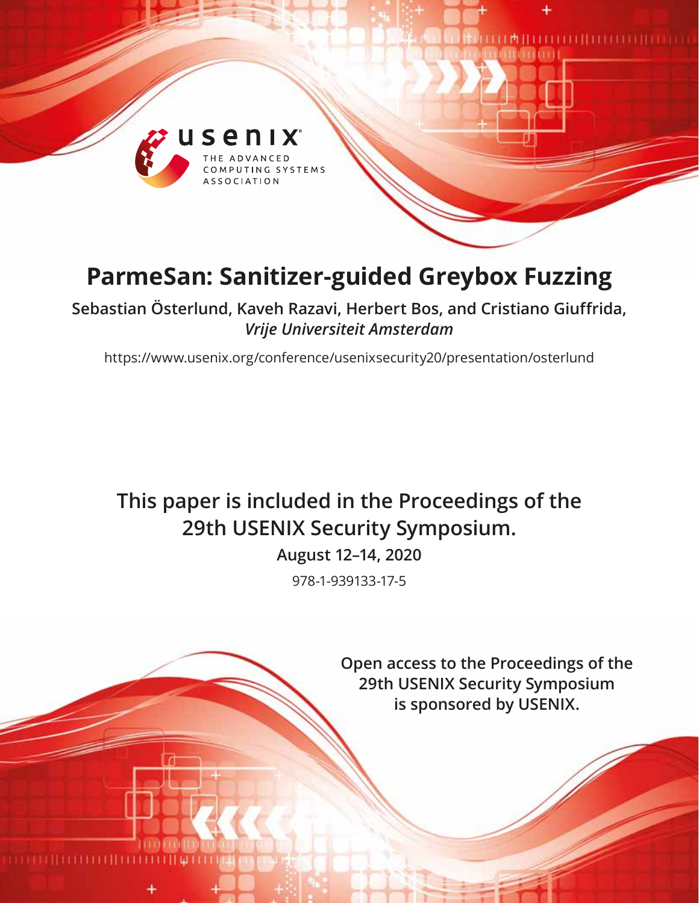# ParmeSan: Sanitizer-guided Greybox Fuzzing

**Sebastian Österlund, Kaveh Razavi, Herbert Bos, and Cristiano Giuffrida,** ***Vrije Universiteit Amsterdam***

https://www.usenix.org/conference/usenixsecurity20/presentation/osterlund

**This paper is included in the Proceedings of the 29th USENIX Security Symposium.**

**August 12–14, 2020**

978-1-939133-17-5

**Open access to the Proceedings of the 29th USENIX Security Symposium is sponsored by USENIX.**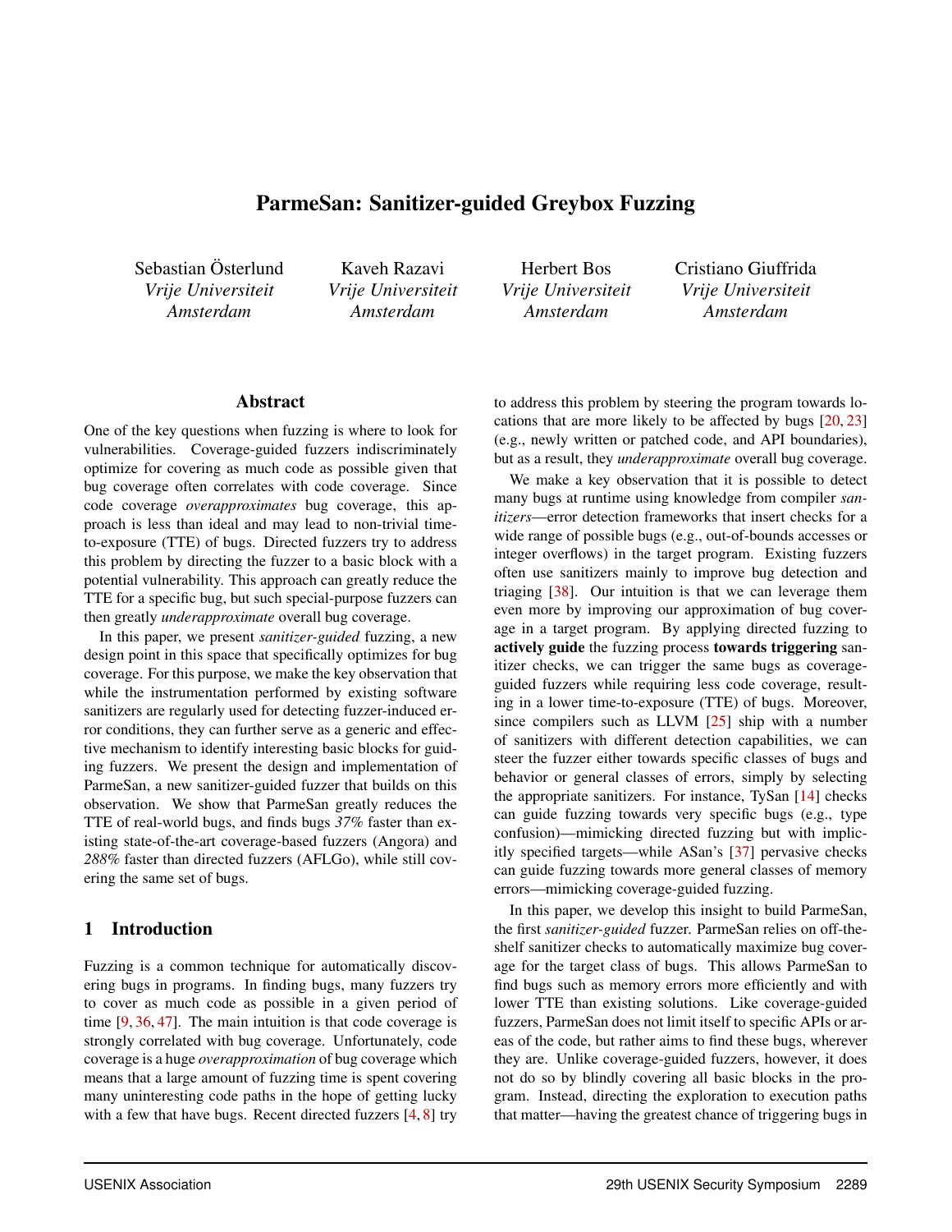# ParmeSan: Sanitizer-guided Greybox Fuzzing

Sebastian Österlund
*Vrije Universiteit Amsterdam*

Kaveh Razavi
*Vrije Universiteit Amsterdam*

Herbert Bos
*Vrije Universiteit Amsterdam*

Cristiano Giuffrida
*Vrije Universiteit Amsterdam*

## Abstract

One of the key questions when fuzzing is where to look for vulnerabilities. Coverage-guided fuzzers indiscriminately optimize for covering as much code as possible given that bug coverage often correlates with code coverage. Since code coverage *overapproximates* bug coverage, this approach is less than ideal and may lead to non-trivial time-to-exposure (TTE) of bugs. Directed fuzzers try to address this problem by directing the fuzzer to a basic block with a potential vulnerability. This approach can greatly reduce the TTE for a specific bug, but such special-purpose fuzzers can then greatly *underapproximate* overall bug coverage.

In this paper, we present *sanitizer-guided* fuzzing, a new design point in this space that specifically optimizes for bug coverage. For this purpose, we make the key observation that while the instrumentation performed by existing software sanitizers are regularly used for detecting fuzzer-induced error conditions, they can further serve as a generic and effective mechanism to identify interesting basic blocks for guiding fuzzers. We present the design and implementation of ParmeSan, a new sanitizer-guided fuzzer that builds on this observation. We show that ParmeSan greatly reduces the TTE of real-world bugs, and finds bugs *37%* faster than existing state-of-the-art coverage-based fuzzers (Angora) and *288%* faster than directed fuzzers (AFLGo), while still covering the same set of bugs.

## 1 Introduction

Fuzzing is a common technique for automatically discovering bugs in programs. In finding bugs, many fuzzers try to cover as much code as possible in a given period of time [9, 36, 47]. The main intuition is that code coverage is strongly correlated with bug coverage. Unfortunately, code coverage is a huge *overapproximation* of bug coverage which means that a large amount of fuzzing time is spent covering many uninteresting code paths in the hope of getting lucky with a few that have bugs. Recent directed fuzzers [4, 8] try to address this problem by steering the program towards locations that are more likely to be affected by bugs [20, 23] (e.g., newly written or patched code, and API boundaries), but as a result, they *underapproximate* overall bug coverage.

We make a key observation that it is possible to detect many bugs at runtime using knowledge from compiler *sanitizers*—error detection frameworks that insert checks for a wide range of possible bugs (e.g., out-of-bounds accesses or integer overflows) in the target program. Existing fuzzers often use sanitizers mainly to improve bug detection and triaging [38]. Our intuition is that we can leverage them even more by improving our approximation of bug coverage in a target program. By applying directed fuzzing to **actively guide** the fuzzing process **towards triggering** sanitizer checks, we can trigger the same bugs as coverage-guided fuzzers while requiring less code coverage, resulting in a lower time-to-exposure (TTE) of bugs. Moreover, since compilers such as LLVM [25] ship with a number of sanitizers with different detection capabilities, we can steer the fuzzer either towards specific classes of bugs and behavior or general classes of errors, simply by selecting the appropriate sanitizers. For instance, TySan [14] checks can guide fuzzing towards very specific bugs (e.g., type confusion)—mimicking directed fuzzing but with implicitly specified targets—while ASan's [37] pervasive checks can guide fuzzing towards more general classes of memory errors—mimicking coverage-guided fuzzing.

In this paper, we develop this insight to build ParmeSan, the first *sanitizer-guided* fuzzer. ParmeSan relies on off-the-shelf sanitizer checks to automatically maximize bug coverage for the target class of bugs. This allows ParmeSan to find bugs such as memory errors more efficiently and with lower TTE than existing solutions. Like coverage-guided fuzzers, ParmeSan does not limit itself to specific APIs or areas of the code, but rather aims to find these bugs, wherever they are. Unlike coverage-guided fuzzers, however, it does not do so by blindly covering all basic blocks in the program. Instead, directing the exploration to execution paths that matter—having the greatest chance of triggering bugs in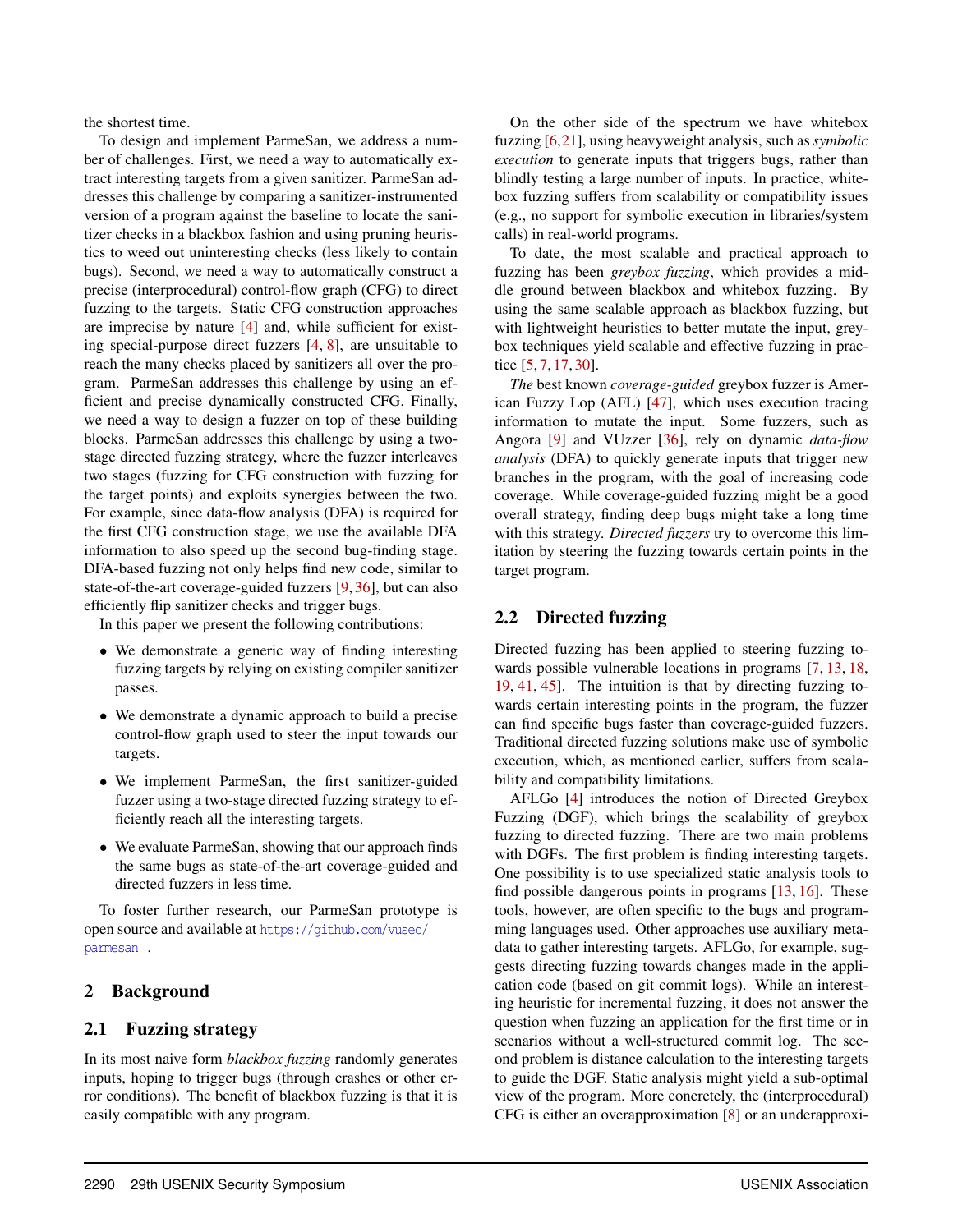the shortest time.

To design and implement ParmeSan, we address a number of challenges. First, we need a way to automatically extract interesting targets from a given sanitizer. ParmeSan addresses this challenge by comparing a sanitizer-instrumented version of a program against the baseline to locate the sanitizer checks in a blackbox fashion and using pruning heuristics to weed out uninteresting checks (less likely to contain bugs). Second, we need a way to automatically construct a precise (interprocedural) control-flow graph (CFG) to direct fuzzing to the targets. Static CFG construction approaches are imprecise by nature [4] and, while sufficient for existing special-purpose direct fuzzers [4, 8], are unsuitable to reach the many checks placed by sanitizers all over the program. ParmeSan addresses this challenge by using an efficient and precise dynamically constructed CFG. Finally, we need a way to design a fuzzer on top of these building blocks. ParmeSan addresses this challenge by using a two-stage directed fuzzing strategy, where the fuzzer interleaves two stages (fuzzing for CFG construction with fuzzing for the target points) and exploits synergies between the two. For example, since data-flow analysis (DFA) is required for the first CFG construction stage, we use the available DFA information to also speed up the second bug-finding stage. DFA-based fuzzing not only helps find new code, similar to state-of-the-art coverage-guided fuzzers [9, 36], but can also efficiently flip sanitizer checks and trigger bugs.

In this paper we present the following contributions:

- We demonstrate a generic way of finding interesting fuzzing targets by relying on existing compiler sanitizer passes.
- We demonstrate a dynamic approach to build a precise control-flow graph used to steer the input towards our targets.
- We implement ParmeSan, the first sanitizer-guided fuzzer using a two-stage directed fuzzing strategy to efficiently reach all the interesting targets.
- We evaluate ParmeSan, showing that our approach finds the same bugs as state-of-the-art coverage-guided and directed fuzzers in less time.

To foster further research, our ParmeSan prototype is open source and available at https://github.com/vusec/parmesan .

## 2 Background

### 2.1 Fuzzing strategy

In its most naive form *blackbox fuzzing* randomly generates inputs, hoping to trigger bugs (through crashes or other error conditions). The benefit of blackbox fuzzing is that it is easily compatible with any program.

On the other side of the spectrum we have whitebox fuzzing [6,21], using heavyweight analysis, such as *symbolic execution* to generate inputs that triggers bugs, rather than blindly testing a large number of inputs. In practice, whitebox fuzzing suffers from scalability or compatibility issues (e.g., no support for symbolic execution in libraries/system calls) in real-world programs.

To date, the most scalable and practical approach to fuzzing has been *greybox fuzzing*, which provides a middle ground between blackbox and whitebox fuzzing. By using the same scalable approach as blackbox fuzzing, but with lightweight heuristics to better mutate the input, greybox techniques yield scalable and effective fuzzing in practice [5, 7, 17, 30].

*The* best known *coverage-guided* greybox fuzzer is American Fuzzy Lop (AFL) [47], which uses execution tracing information to mutate the input. Some fuzzers, such as Angora [9] and VUzzer [36], rely on dynamic *data-flow analysis* (DFA) to quickly generate inputs that trigger new branches in the program, with the goal of increasing code coverage. While coverage-guided fuzzing might be a good overall strategy, finding deep bugs might take a long time with this strategy. *Directed fuzzers* try to overcome this limitation by steering the fuzzing towards certain points in the target program.

### 2.2 Directed fuzzing

Directed fuzzing has been applied to steering fuzzing towards possible vulnerable locations in programs [7, 13, 18, 19, 41, 45]. The intuition is that by directing fuzzing towards certain interesting points in the program, the fuzzer can find specific bugs faster than coverage-guided fuzzers. Traditional directed fuzzing solutions make use of symbolic execution, which, as mentioned earlier, suffers from scalability and compatibility limitations.

AFLGo [4] introduces the notion of Directed Greybox Fuzzing (DGF), which brings the scalability of greybox fuzzing to directed fuzzing. There are two main problems with DGFs. The first problem is finding interesting targets. One possibility is to use specialized static analysis tools to find possible dangerous points in programs [13, 16]. These tools, however, are often specific to the bugs and programming languages used. Other approaches use auxiliary metadata to gather interesting targets. AFLGo, for example, suggests directing fuzzing towards changes made in the application code (based on git commit logs). While an interesting heuristic for incremental fuzzing, it does not answer the question when fuzzing an application for the first time or in scenarios without a well-structured commit log. The second problem is distance calculation to the interesting targets to guide the DGF. Static analysis might yield a sub-optimal view of the program. More concretely, the (interprocedural) CFG is either an overapproximation [8] or an underapproxi-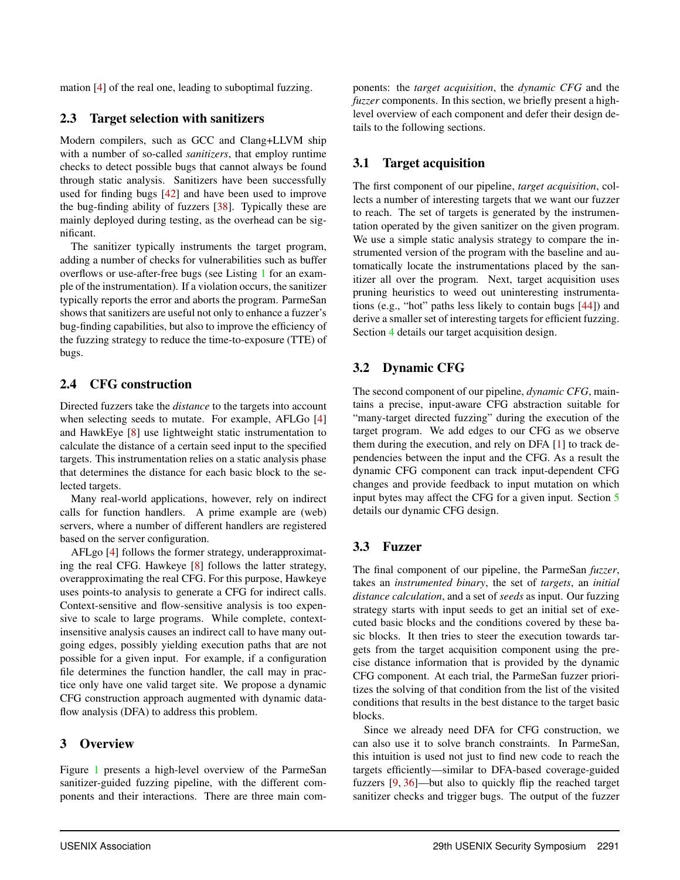mation [4] of the real one, leading to suboptimal fuzzing.

## 2.3 Target selection with sanitizers

Modern compilers, such as GCC and Clang+LLVM ship with a number of so-called *sanitizers*, that employ runtime checks to detect possible bugs that cannot always be found through static analysis. Sanitizers have been successfully used for finding bugs [42] and have been used to improve the bug-finding ability of fuzzers [38]. Typically these are mainly deployed during testing, as the overhead can be significant.

The sanitizer typically instruments the target program, adding a number of checks for vulnerabilities such as buffer overflows or use-after-free bugs (see Listing 1 for an example of the instrumentation). If a violation occurs, the sanitizer typically reports the error and aborts the program. ParmeSan shows that sanitizers are useful not only to enhance a fuzzer's bug-finding capabilities, but also to improve the efficiency of the fuzzing strategy to reduce the time-to-exposure (TTE) of bugs.

## 2.4 CFG construction

Directed fuzzers take the *distance* to the targets into account when selecting seeds to mutate. For example, AFLGo [4] and HawkEye [8] use lightweight static instrumentation to calculate the distance of a certain seed input to the specified targets. This instrumentation relies on a static analysis phase that determines the distance for each basic block to the selected targets.

Many real-world applications, however, rely on indirect calls for function handlers. A prime example are (web) servers, where a number of different handlers are registered based on the server configuration.

AFLgo [4] follows the former strategy, underapproximating the real CFG. Hawkeye [8] follows the latter strategy, overapproximating the real CFG. For this purpose, Hawkeye uses points-to analysis to generate a CFG for indirect calls. Context-sensitive and flow-sensitive analysis is too expensive to scale to large programs. While complete, context-insensitive analysis causes an indirect call to have many outgoing edges, possibly yielding execution paths that are not possible for a given input. For example, if a configuration file determines the function handler, the call may in practice only have one valid target site. We propose a dynamic CFG construction approach augmented with dynamic dataflow analysis (DFA) to address this problem.

# 3 Overview

Figure 1 presents a high-level overview of the ParmeSan sanitizer-guided fuzzing pipeline, with the different components and their interactions. There are three main components: the *target acquisition*, the *dynamic CFG* and the *fuzzer* components. In this section, we briefly present a high-level overview of each component and defer their design details to the following sections.

## 3.1 Target acquisition

The first component of our pipeline, *target acquisition*, collects a number of interesting targets that we want our fuzzer to reach. The set of targets is generated by the instrumentation operated by the given sanitizer on the given program. We use a simple static analysis strategy to compare the instrumented version of the program with the baseline and automatically locate the instrumentations placed by the sanitizer all over the program. Next, target acquisition uses pruning heuristics to weed out uninteresting instrumentations (e.g., "hot" paths less likely to contain bugs [44]) and derive a smaller set of interesting targets for efficient fuzzing. Section 4 details our target acquisition design.

## 3.2 Dynamic CFG

The second component of our pipeline, *dynamic CFG*, maintains a precise, input-aware CFG abstraction suitable for "many-target directed fuzzing" during the execution of the target program. We add edges to our CFG as we observe them during the execution, and rely on DFA [1] to track dependencies between the input and the CFG. As a result the dynamic CFG component can track input-dependent CFG changes and provide feedback to input mutation on which input bytes may affect the CFG for a given input. Section 5 details our dynamic CFG design.

## 3.3 Fuzzer

The final component of our pipeline, the ParmeSan *fuzzer*, takes an *instrumented binary*, the set of *targets*, an *initial distance calculation*, and a set of *seeds* as input. Our fuzzing strategy starts with input seeds to get an initial set of executed basic blocks and the conditions covered by these basic blocks. It then tries to steer the execution towards targets from the target acquisition component using the precise distance information that is provided by the dynamic CFG component. At each trial, the ParmeSan fuzzer prioritizes the solving of that condition from the list of the visited conditions that results in the best distance to the target basic blocks.

Since we already need DFA for CFG construction, we can also use it to solve branch constraints. In ParmeSan, this intuition is used not just to find new code to reach the targets efficiently—similar to DFA-based coverage-guided fuzzers [9, 36]—but also to quickly flip the reached target sanitizer checks and trigger bugs. The output of the fuzzer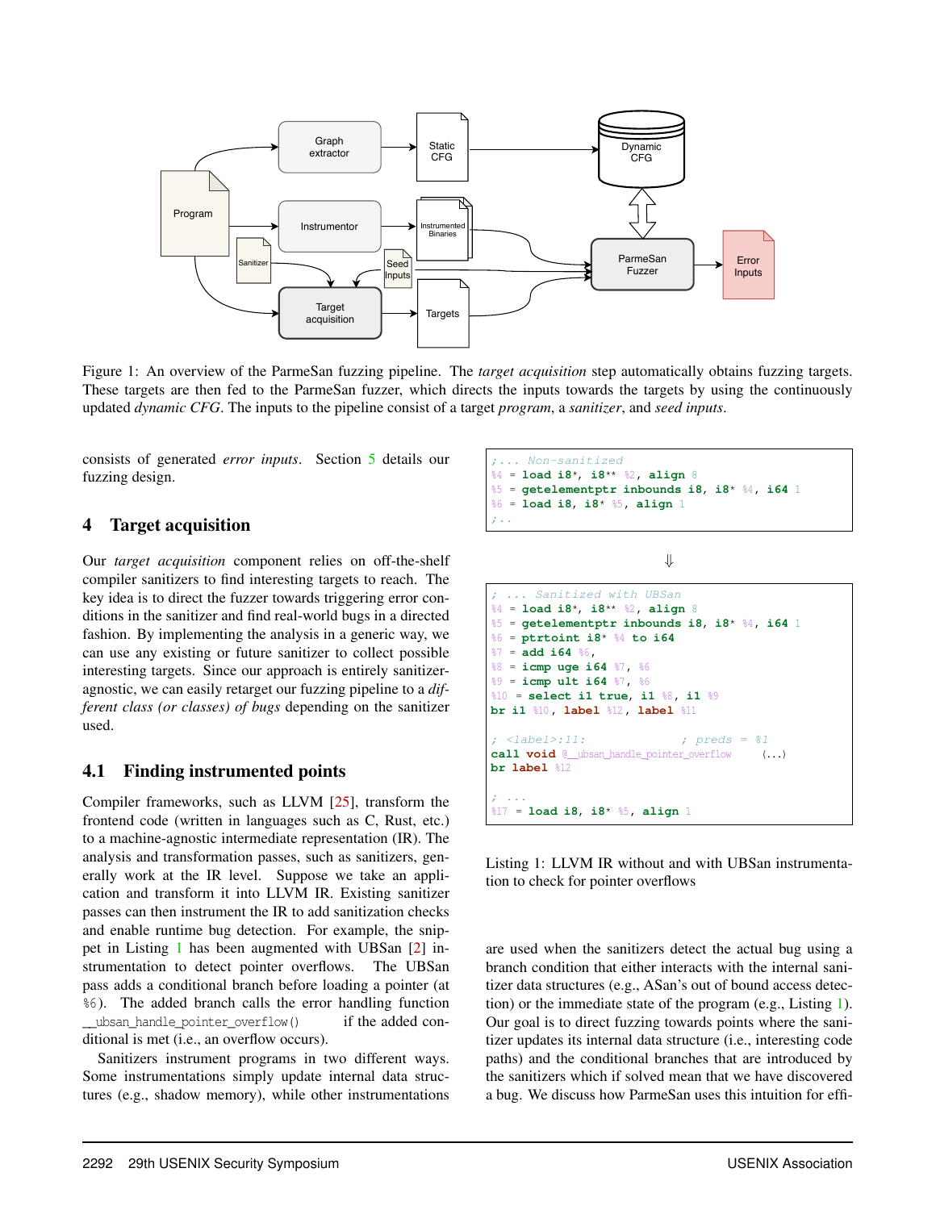Figure 1: An overview of the ParmeSan fuzzing pipeline. The *target acquisition* step automatically obtains fuzzing targets. These targets are then fed to the ParmeSan fuzzer, which directs the inputs towards the targets by using the continuously updated *dynamic CFG*. The inputs to the pipeline consist of a target *program*, a *sanitizer*, and *seed inputs*.

consists of generated *error inputs*. Section 5 details our fuzzing design.

## 4 Target acquisition

Our *target acquisition* component relies on off-the-shelf compiler sanitizers to find interesting targets to reach. The key idea is to direct the fuzzer towards triggering error conditions in the sanitizer and find real-world bugs in a directed fashion. By implementing the analysis in a generic way, we can use any existing or future sanitizer to collect possible interesting targets. Since our approach is entirely sanitizer-agnostic, we can easily retarget our fuzzing pipeline to a *different class (or classes) of bugs* depending on the sanitizer used.

### 4.1 Finding instrumented points

Compiler frameworks, such as LLVM [25], transform the frontend code (written in languages such as C, Rust, etc.) to a machine-agnostic intermediate representation (IR). The analysis and transformation passes, such as sanitizers, generally work at the IR level. Suppose we take an application and transform it into LLVM IR. Existing sanitizer passes can then instrument the IR to add sanitization checks and enable runtime bug detection. For example, the snippet in Listing 1 has been augmented with UBSan [2] instrumentation to detect pointer overflows. The UBSan pass adds a conditional branch before loading a pointer (at `%6`). The added branch calls the error handling function `__ubsan_handle_pointer_overflow()` if the added conditional is met (i.e., an overflow occurs).

Sanitizers instrument programs in two different ways. Some instrumentations simply update internal data structures (e.g., shadow memory), while other instrumentations are used when the sanitizers detect the actual bug using a branch condition that either interacts with the internal sanitizer data structures (e.g., ASan's out of bound access detection) or the immediate state of the program (e.g., Listing 1). Our goal is to direct fuzzing towards points where the sanitizer updates its internal data structure (i.e., interesting code paths) and the conditional branches that are introduced by the sanitizers which if solved mean that we have discovered a bug. We discuss how ParmeSan uses this intuition for effi-

```
;... Non-sanitized
%4 = load i8*, i8** %2, align 8
%5 = getelementptr inbounds i8, i8* %4, i64 1
%6 = load i8, i8* %5, align 1
;..
```

⇓

```
; ... Sanitized with UBSan
%4 = load i8*, i8** %2, align 8
%5 = getelementptr inbounds i8, i8* %4, i64 1
%6 = ptrtoint i8* %4 to i64
%7 = add i64 %6,
%8 = icmp uge i64 %7, %6
%9 = icmp ult i64 %7, %6
%10 = select i1 true, i1 %8, i1 %9
br i1 %10, label %12, label %11

; <label>:11:                    ; preds = %1
call void @__ubsan_handle_pointer_overflow    (...)
br label %12

; ...
%17 = load i8, i8* %5, align 1
```

Listing 1: LLVM IR without and with UBSan instrumentation to check for pointer overflows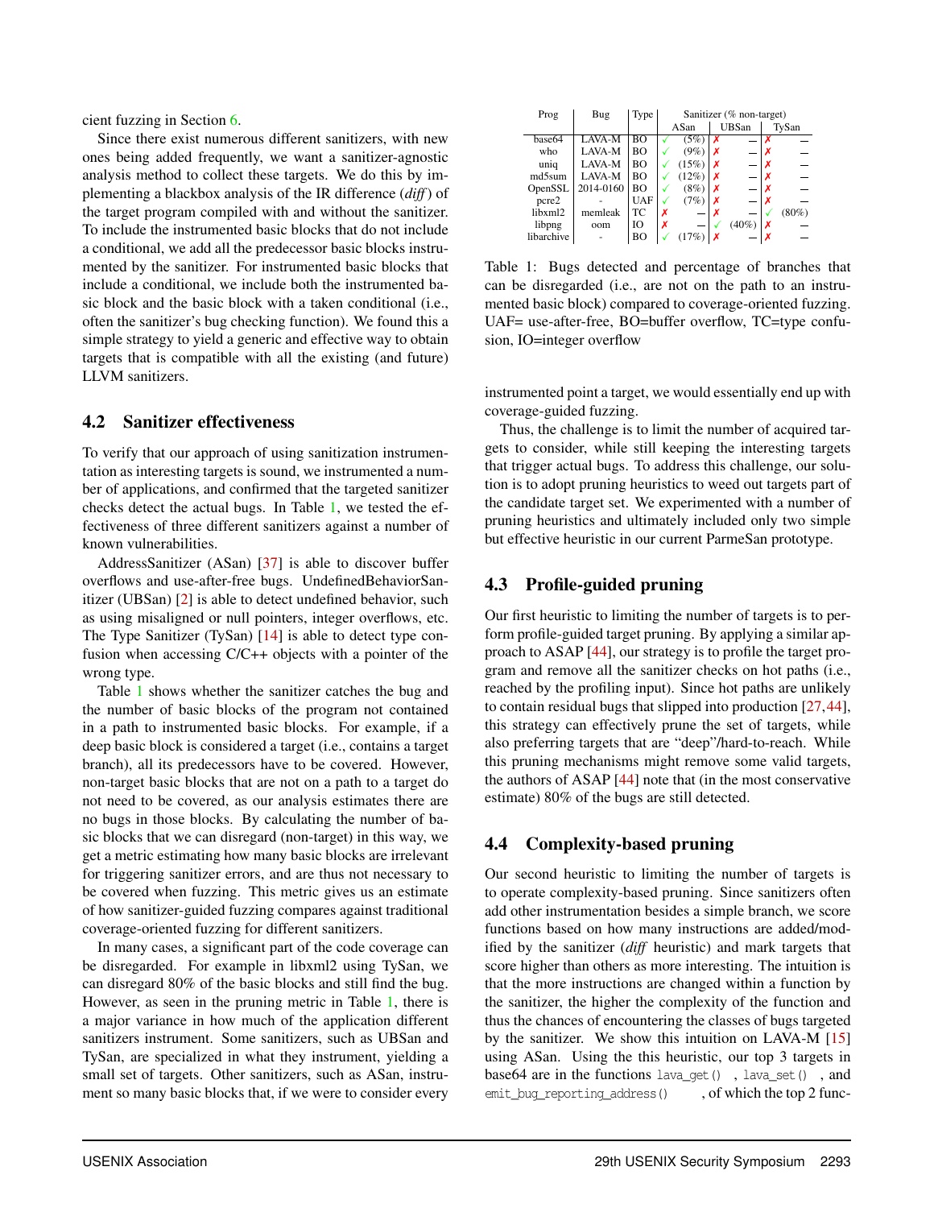cient fuzzing in Section 6.

Since there exist numerous different sanitizers, with new ones being added frequently, we want a sanitizer-agnostic analysis method to collect these targets. We do this by implementing a blackbox analysis of the IR difference (*diff*) of the target program compiled with and without the sanitizer. To include the instrumented basic blocks that do not include a conditional, we add all the predecessor basic blocks instrumented by the sanitizer. For instrumented basic blocks that include a conditional, we include both the instrumented basic block and the basic block with a taken conditional (i.e., often the sanitizer's bug checking function). We found this a simple strategy to yield a generic and effective way to obtain targets that is compatible with all the existing (and future) LLVM sanitizers.

## 4.2 Sanitizer effectiveness

To verify that our approach of using sanitization instrumentation as interesting targets is sound, we instrumented a number of applications, and confirmed that the targeted sanitizer checks detect the actual bugs. In Table 1, we tested the effectiveness of three different sanitizers against a number of known vulnerabilities.

AddressSanitizer (ASan) [37] is able to discover buffer overflows and use-after-free bugs. UndefinedBehaviorSanitizer (UBSan) [2] is able to detect undefined behavior, such as using misaligned or null pointers, integer overflows, etc. The Type Sanitizer (TySan) [14] is able to detect type confusion when accessing C/C++ objects with a pointer of the wrong type.

Table 1 shows whether the sanitizer catches the bug and the number of basic blocks of the program not contained in a path to instrumented basic blocks. For example, if a deep basic block is considered a target (i.e., contains a target branch), all its predecessors have to be covered. However, non-target basic blocks that are not on a path to a target do not need to be covered, as our analysis estimates there are no bugs in those blocks. By calculating the number of basic blocks that we can disregard (non-target) in this way, we get a metric estimating how many basic blocks are irrelevant for triggering sanitizer errors, and are thus not necessary to be covered when fuzzing. This metric gives us an estimate of how sanitizer-guided fuzzing compares against traditional coverage-oriented fuzzing for different sanitizers.

In many cases, a significant part of the code coverage can be disregarded. For example in libxml2 using TySan, we can disregard 80% of the basic blocks and still find the bug. However, as seen in the pruning metric in Table 1, there is a major variance in how much of the application different sanitizers instrument. Some sanitizers, such as UBSan and TySan, are specialized in what they instrument, yielding a small set of targets. Other sanitizers, such as ASan, instrument so many basic blocks that, if we were to consider every instrumented point a target, we would essentially end up with coverage-guided fuzzing.

| Prog | Bug | Type | Sanitizer (% non-target) | | | | | |
|---|---|---|---|---|---|---|---|---|
| | | | ASan | | UBSan | | TySan | |
| base64 | LAVA-M | BO | ✓ | (5%) | ✗ | – | ✗ | – |
| who | LAVA-M | BO | ✓ | (9%) | ✗ | – | ✗ | – |
| uniq | LAVA-M | BO | ✓ | (15%) | ✗ | – | ✗ | – |
| md5sum | LAVA-M | BO | ✓ | (12%) | ✗ | – | ✗ | – |
| OpenSSL | 2014-0160 | BO | ✓ | (8%) | ✗ | – | ✗ | – |
| pcre2 | - | UAF | ✓ | (7%) | ✗ | – | ✗ | – |
| libxml2 | memleak | TC | ✗ | – | ✗ | – | ✓ | (80%) |
| libpng | oom | IO | ✗ | – | ✓ | (40%) | ✗ | – |
| libarchive | - | BO | ✓ | (17%) | ✗ | – | ✗ | – |

Table 1: Bugs detected and percentage of branches that can be disregarded (i.e., are not on the path to an instrumented basic block) compared to coverage-oriented fuzzing. UAF= use-after-free, BO=buffer overflow, TC=type confusion, IO=integer overflow

Thus, the challenge is to limit the number of acquired targets to consider, while still keeping the interesting targets that trigger actual bugs. To address this challenge, our solution is to adopt pruning heuristics to weed out targets part of the candidate target set. We experimented with a number of pruning heuristics and ultimately included only two simple but effective heuristic in our current ParmeSan prototype.

## 4.3 Profile-guided pruning

Our first heuristic to limiting the number of targets is to perform profile-guided target pruning. By applying a similar approach to ASAP [44], our strategy is to profile the target program and remove all the sanitizer checks on hot paths (i.e., reached by the profiling input). Since hot paths are unlikely to contain residual bugs that slipped into production [27,44], this strategy can effectively prune the set of targets, while also preferring targets that are "deep"/hard-to-reach. While this pruning mechanisms might remove some valid targets, the authors of ASAP [44] note that (in the most conservative estimate) 80% of the bugs are still detected.

## 4.4 Complexity-based pruning

Our second heuristic to limiting the number of targets is to operate complexity-based pruning. Since sanitizers often add other instrumentation besides a simple branch, we score functions based on how many instructions are added/modified by the sanitizer (*diff* heuristic) and mark targets that score higher than others as more interesting. The intuition is that the more instructions are changed within a function by the sanitizer, the higher the complexity of the function and thus the chances of encountering the classes of bugs targeted by the sanitizer. We show this intuition on LAVA-M [15] using ASan. Using the this heuristic, our top 3 targets in base64 are in the functions `lava_get()`, `lava_set()`, and `emit_bug_reporting_address()`, of which the top 2 func-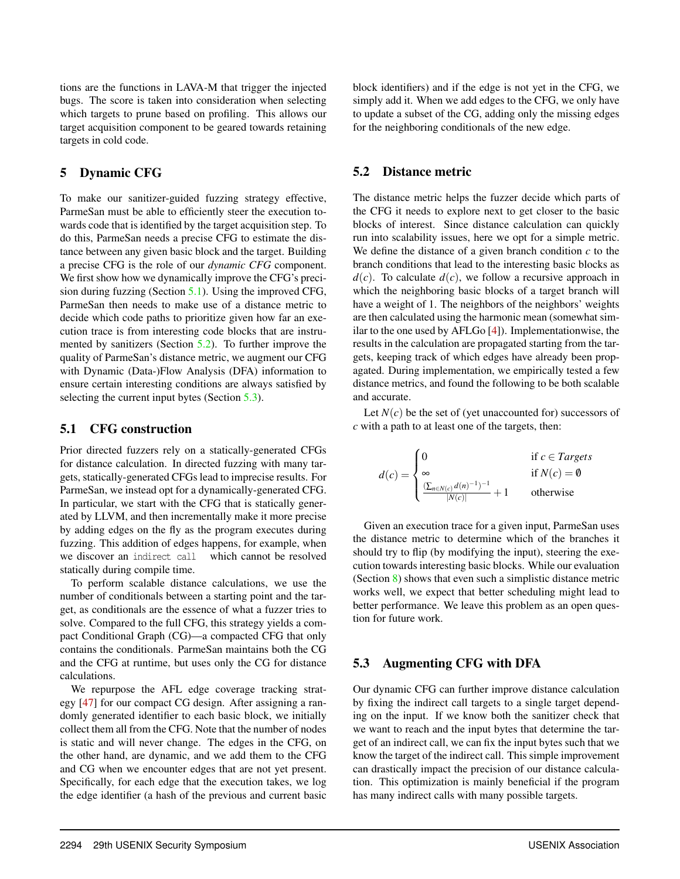tions are the functions in LAVA-M that trigger the injected bugs. The score is taken into consideration when selecting which targets to prune based on profiling. This allows our target acquisition component to be geared towards retaining targets in cold code.

## 5 Dynamic CFG

To make our sanitizer-guided fuzzing strategy effective, ParmeSan must be able to efficiently steer the execution towards code that is identified by the target acquisition step. To do this, ParmeSan needs a precise CFG to estimate the distance between any given basic block and the target. Building a precise CFG is the role of our *dynamic CFG* component. We first show how we dynamically improve the CFG's precision during fuzzing (Section 5.1). Using the improved CFG, ParmeSan then needs to make use of a distance metric to decide which code paths to prioritize given how far an execution trace is from interesting code blocks that are instrumented by sanitizers (Section 5.2). To further improve the quality of ParmeSan's distance metric, we augment our CFG with Dynamic (Data-)Flow Analysis (DFA) information to ensure certain interesting conditions are always satisfied by selecting the current input bytes (Section 5.3).

### 5.1 CFG construction

Prior directed fuzzers rely on a statically-generated CFGs for distance calculation. In directed fuzzing with many targets, statically-generated CFGs lead to imprecise results. For ParmeSan, we instead opt for a dynamically-generated CFG. In particular, we start with the CFG that is statically generated by LLVM, and then incrementally make it more precise by adding edges on the fly as the program executes during fuzzing. This addition of edges happens, for example, when we discover an `indirect call` which cannot be resolved statically during compile time.

To perform scalable distance calculations, we use the number of conditionals between a starting point and the target, as conditionals are the essence of what a fuzzer tries to solve. Compared to the full CFG, this strategy yields a compact Conditional Graph (CG)—a compacted CFG that only contains the conditionals. ParmeSan maintains both the CG and the CFG at runtime, but uses only the CG for distance calculations.

We repurpose the AFL edge coverage tracking strategy [47] for our compact CG design. After assigning a randomly generated identifier to each basic block, we initially collect them all from the CFG. Note that the number of nodes is static and will never change. The edges in the CFG, on the other hand, are dynamic, and we add them to the CFG and CG when we encounter edges that are not yet present. Specifically, for each edge that the execution takes, we log the edge identifier (a hash of the previous and current basic block identifiers) and if the edge is not yet in the CFG, we simply add it. When we add edges to the CFG, we only have to update a subset of the CG, adding only the missing edges for the neighboring conditionals of the new edge.

### 5.2 Distance metric

The distance metric helps the fuzzer decide which parts of the CFG it needs to explore next to get closer to the basic blocks of interest. Since distance calculation can quickly run into scalability issues, here we opt for a simple metric. We define the distance of a given branch condition $c$ to the branch conditions that lead to the interesting basic blocks as $d(c)$. To calculate $d(c)$, we follow a recursive approach in which the neighboring basic blocks of a target branch will have a weight of 1. The neighbors of the neighbors' weights are then calculated using the harmonic mean (somewhat similar to the one used by AFLGo [4]). Implementationwise, the results in the calculation are propagated starting from the targets, keeping track of which edges have already been propagated. During implementation, we empirically tested a few distance metrics, and found the following to be both scalable and accurate.

Let $N(c)$ be the set of (yet unaccounted for) successors of $c$ with a path to at least one of the targets, then:

$$d(c) = \begin{cases} 0 & \text{if } c \in \mathit{Targets} \\ \infty & \text{if } N(c) = \emptyset \\ \frac{(\sum_{n \in N(c)} d(n)^{-1})^{-1}}{|N(c)|} + 1 & \text{otherwise} \end{cases}$$

Given an execution trace for a given input, ParmeSan uses the distance metric to determine which of the branches it should try to flip (by modifying the input), steering the execution towards interesting basic blocks. While our evaluation (Section 8) shows that even such a simplistic distance metric works well, we expect that better scheduling might lead to better performance. We leave this problem as an open question for future work.

### 5.3 Augmenting CFG with DFA

Our dynamic CFG can further improve distance calculation by fixing the indirect call targets to a single target depending on the input. If we know both the sanitizer check that we want to reach and the input bytes that determine the target of an indirect call, we can fix the input bytes such that we know the target of the indirect call. This simple improvement can drastically impact the precision of our distance calculation. This optimization is mainly beneficial if the program has many indirect calls with many possible targets.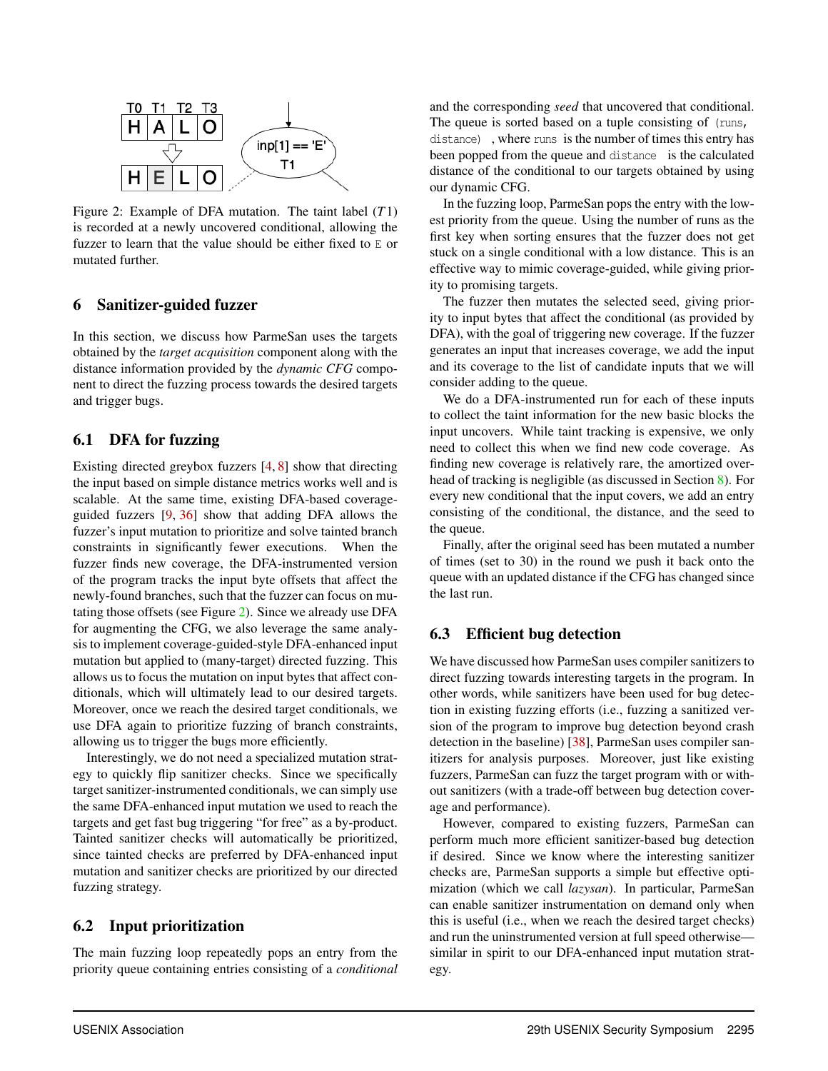Figure 2: Example of DFA mutation. The taint label ($T1$) is recorded at a newly uncovered conditional, allowing the fuzzer to learn that the value should be either fixed to `E` or mutated further.

## 6 Sanitizer-guided fuzzer

In this section, we discuss how ParmeSan uses the targets obtained by the *target acquisition* component along with the distance information provided by the *dynamic CFG* component to direct the fuzzing process towards the desired targets and trigger bugs.

### 6.1 DFA for fuzzing

Existing directed greybox fuzzers [4, 8] show that directing the input based on simple distance metrics works well and is scalable. At the same time, existing DFA-based coverage-guided fuzzers [9, 36] show that adding DFA allows the fuzzer's input mutation to prioritize and solve tainted branch constraints in significantly fewer executions. When the fuzzer finds new coverage, the DFA-instrumented version of the program tracks the input byte offsets that affect the newly-found branches, such that the fuzzer can focus on mutating those offsets (see Figure 2). Since we already use DFA for augmenting the CFG, we also leverage the same analysis to implement coverage-guided-style DFA-enhanced input mutation but applied to (many-target) directed fuzzing. This allows us to focus the mutation on input bytes that affect conditionals, which will ultimately lead to our desired targets. Moreover, once we reach the desired target conditionals, we use DFA again to prioritize fuzzing of branch constraints, allowing us to trigger the bugs more efficiently.

Interestingly, we do not need a specialized mutation strategy to quickly flip sanitizer checks. Since we specifically target sanitizer-instrumented conditionals, we can simply use the same DFA-enhanced input mutation we used to reach the targets and get fast bug triggering "for free" as a by-product. Tainted sanitizer checks will automatically be prioritized, since tainted checks are preferred by DFA-enhanced input mutation and sanitizer checks are prioritized by our directed fuzzing strategy.

### 6.2 Input prioritization

The main fuzzing loop repeatedly pops an entry from the priority queue containing entries consisting of a *conditional* and the corresponding *seed* that uncovered that conditional. The queue is sorted based on a tuple consisting of `(runs, distance)`, where `runs` is the number of times this entry has been popped from the queue and `distance` is the calculated distance of the conditional to our targets obtained by using our dynamic CFG.

In the fuzzing loop, ParmeSan pops the entry with the lowest priority from the queue. Using the number of runs as the first key when sorting ensures that the fuzzer does not get stuck on a single conditional with a low distance. This is an effective way to mimic coverage-guided, while giving priority to promising targets.

The fuzzer then mutates the selected seed, giving priority to input bytes that affect the conditional (as provided by DFA), with the goal of triggering new coverage. If the fuzzer generates an input that increases coverage, we add the input and its coverage to the list of candidate inputs that we will consider adding to the queue.

We do a DFA-instrumented run for each of these inputs to collect the taint information for the new basic blocks the input uncovers. While taint tracking is expensive, we only need to collect this when we find new code coverage. As finding new coverage is relatively rare, the amortized overhead of tracking is negligible (as discussed in Section 8). For every new conditional that the input covers, we add an entry consisting of the conditional, the distance, and the seed to the queue.

Finally, after the original seed has been mutated a number of times (set to 30) in the round we push it back onto the queue with an updated distance if the CFG has changed since the last run.

### 6.3 Efficient bug detection

We have discussed how ParmeSan uses compiler sanitizers to direct fuzzing towards interesting targets in the program. In other words, while sanitizers have been used for bug detection in existing fuzzing efforts (i.e., fuzzing a sanitized version of the program to improve bug detection beyond crash detection in the baseline) [38], ParmeSan uses compiler sanitizers for analysis purposes. Moreover, just like existing fuzzers, ParmeSan can fuzz the target program with or without sanitizers (with a trade-off between bug detection coverage and performance).

However, compared to existing fuzzers, ParmeSan can perform much more efficient sanitizer-based bug detection if desired. Since we know where the interesting sanitizer checks are, ParmeSan supports a simple but effective optimization (which we call *lazysan*). In particular, ParmeSan can enable sanitizer instrumentation on demand only when this is useful (i.e., when we reach the desired target checks) and run the uninstrumented version at full speed otherwise—similar in spirit to our DFA-enhanced input mutation strategy.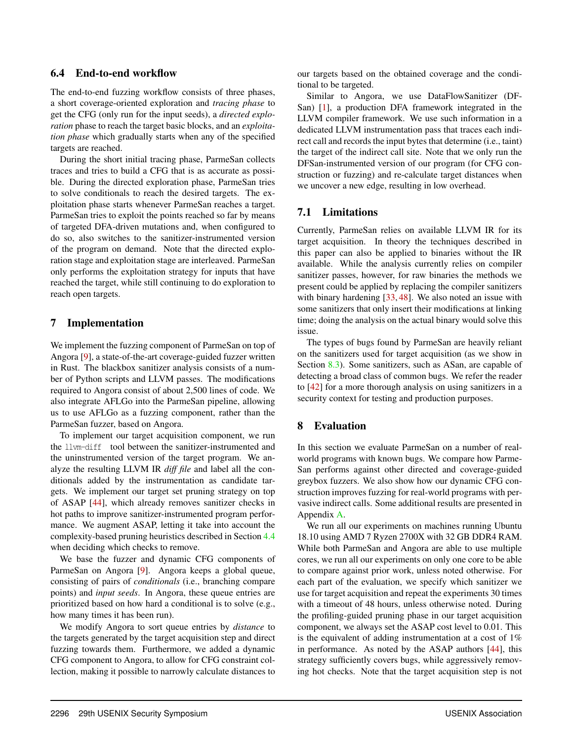### 6.4 End-to-end workflow

The end-to-end fuzzing workflow consists of three phases, a short coverage-oriented exploration and *tracing phase* to get the CFG (only run for the input seeds), a *directed exploration* phase to reach the target basic blocks, and an *exploitation phase* which gradually starts when any of the specified targets are reached.

During the short initial tracing phase, ParmeSan collects traces and tries to build a CFG that is as accurate as possible. During the directed exploration phase, ParmeSan tries to solve conditionals to reach the desired targets. The exploitation phase starts whenever ParmeSan reaches a target. ParmeSan tries to exploit the points reached so far by means of targeted DFA-driven mutations and, when configured to do so, also switches to the sanitizer-instrumented version of the program on demand. Note that the directed exploration stage and exploitation stage are interleaved. ParmeSan only performs the exploitation strategy for inputs that have reached the target, while still continuing to do exploration to reach open targets.

## 7 Implementation

We implement the fuzzing component of ParmeSan on top of Angora [9], a state-of-the-art coverage-guided fuzzer written in Rust. The blackbox sanitizer analysis consists of a number of Python scripts and LLVM passes. The modifications required to Angora consist of about 2,500 lines of code. We also integrate AFLGo into the ParmeSan pipeline, allowing us to use AFLGo as a fuzzing component, rather than the ParmeSan fuzzer, based on Angora.

To implement our target acquisition component, we run the `llvm-diff` tool between the sanitizer-instrumented and the uninstrumented version of the target program. We analyze the resulting LLVM IR *diff file* and label all the conditionals added by the instrumentation as candidate targets. We implement our target set pruning strategy on top of ASAP [44], which already removes sanitizer checks in hot paths to improve sanitizer-instrumented program performance. We augment ASAP, letting it take into account the complexity-based pruning heuristics described in Section 4.4 when deciding which checks to remove.

We base the fuzzer and dynamic CFG components of ParmeSan on Angora [9]. Angora keeps a global queue, consisting of pairs of *conditionals* (i.e., branching compare points) and *input seeds*. In Angora, these queue entries are prioritized based on how hard a conditional is to solve (e.g., how many times it has been run).

We modify Angora to sort queue entries by *distance* to the targets generated by the target acquisition step and direct fuzzing towards them. Furthermore, we added a dynamic CFG component to Angora, to allow for CFG constraint collection, making it possible to narrowly calculate distances to our targets based on the obtained coverage and the conditional to be targeted.

Similar to Angora, we use DataFlowSanitizer (DFSan) [1], a production DFA framework integrated in the LLVM compiler framework. We use such information in a dedicated LLVM instrumentation pass that traces each indirect call and records the input bytes that determine (i.e., taint) the target of the indirect call site. Note that we only run the DFSan-instrumented version of our program (for CFG construction or fuzzing) and re-calculate target distances when we uncover a new edge, resulting in low overhead.

### 7.1 Limitations

Currently, ParmeSan relies on available LLVM IR for its target acquisition. In theory the techniques described in this paper can also be applied to binaries without the IR available. While the analysis currently relies on compiler sanitizer passes, however, for raw binaries the methods we present could be applied by replacing the compiler sanitizers with binary hardening [33, 48]. We also noted an issue with some sanitizers that only insert their modifications at linking time; doing the analysis on the actual binary would solve this issue.

The types of bugs found by ParmeSan are heavily reliant on the sanitizers used for target acquisition (as we show in Section 8.3). Some sanitizers, such as ASan, are capable of detecting a broad class of common bugs. We refer the reader to [42] for a more thorough analysis on using sanitizers in a security context for testing and production purposes.

## 8 Evaluation

In this section we evaluate ParmeSan on a number of real-world programs with known bugs. We compare how ParmeSan performs against other directed and coverage-guided greybox fuzzers. We also show how our dynamic CFG construction improves fuzzing for real-world programs with pervasive indirect calls. Some additional results are presented in Appendix A.

We run all our experiments on machines running Ubuntu 18.10 using AMD 7 Ryzen 2700X with 32 GB DDR4 RAM. While both ParmeSan and Angora are able to use multiple cores, we run all our experiments on only one core to be able to compare against prior work, unless noted otherwise. For each part of the evaluation, we specify which sanitizer we use for target acquisition and repeat the experiments 30 times with a timeout of 48 hours, unless otherwise noted. During the profiling-guided pruning phase in our target acquisition component, we always set the ASAP cost level to 0.01. This is the equivalent of adding instrumentation at a cost of 1% in performance. As noted by the ASAP authors [44], this strategy sufficiently covers bugs, while aggressively removing hot checks. Note that the target acquisition step is not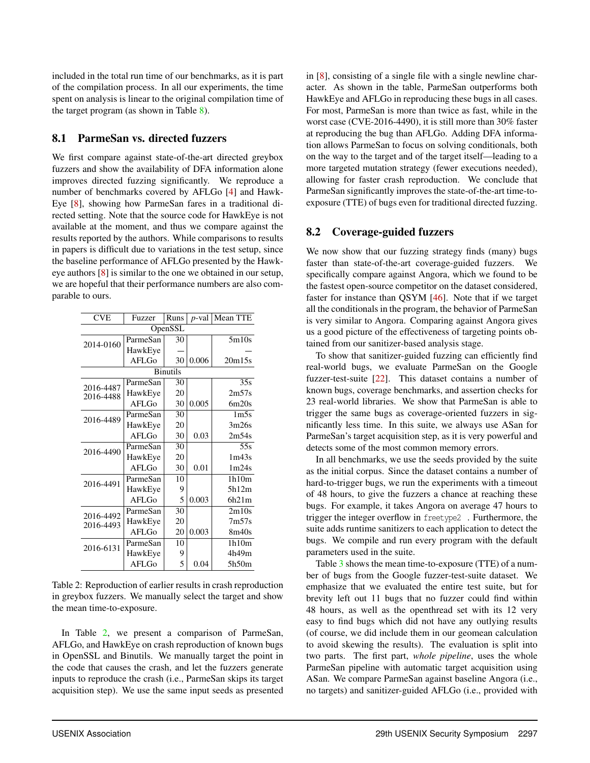included in the total run time of our benchmarks, as it is part of the compilation process. In all our experiments, the time spent on analysis is linear to the original compilation time of the target program (as shown in Table 8).

## 8.1 ParmeSan vs. directed fuzzers

We first compare against state-of-the-art directed greybox fuzzers and show the availability of DFA information alone improves directed fuzzing significantly. We reproduce a number of benchmarks covered by AFLGo [4] and HawkEye [8], showing how ParmeSan fares in a traditional directed setting. Note that the source code for HawkEye is not available at the moment, and thus we compare against the results reported by the authors. While comparisons to results in papers is difficult due to variations in the test setup, since the baseline performance of AFLGo presented by the Hawkeye authors [8] is similar to the one we obtained in our setup, we are hopeful that their performance numbers are also comparable to ours.

| CVE | Fuzzer | Runs | $p$-val | Mean TTE |
|---|---|---|---|---|
| OpenSSL | | | | |
| 2014-0160 | ParmeSan | 30 | | 5m10s |
| | HawkEye | — | | — |
| | AFLGo | 30 | 0.006 | 20m15s |
| Binutils | | | | |
| 2016-4487 2016-4488 | ParmeSan | 30 | | 35s |
| | HawkEye | 20 | | 2m57s |
| | AFLGo | 30 | 0.005 | 6m20s |
| 2016-4489 | ParmeSan | 30 | | 1m5s |
| | HawkEye | 20 | | 3m26s |
| | AFLGo | 30 | 0.03 | 2m54s |
| 2016-4490 | ParmeSan | 30 | | 55s |
| | HawkEye | 20 | | 1m43s |
| | AFLGo | 30 | 0.01 | 1m24s |
| 2016-4491 | ParmeSan | 10 | | 1h10m |
| | HawkEye | 9 | | 5h12m |
| | AFLGo | 5 | 0.003 | 6h21m |
| 2016-4492 2016-4493 | ParmeSan | 30 | | 2m10s |
| | HawkEye | 20 | | 7m57s |
| | AFLGo | 20 | 0.003 | 8m40s |
| 2016-6131 | ParmeSan | 10 | | 1h10m |
| | HawkEye | 9 | | 4h49m |
| | AFLGo | 5 | 0.04 | 5h50m |

Table 2: Reproduction of earlier results in crash reproduction in greybox fuzzers. We manually select the target and show the mean time-to-exposure.

In Table 2, we present a comparison of ParmeSan, AFLGo, and HawkEye on crash reproduction of known bugs in OpenSSL and Binutils. We manually target the point in the code that causes the crash, and let the fuzzers generate inputs to reproduce the crash (i.e., ParmeSan skips its target acquisition step). We use the same input seeds as presented in [8], consisting of a single file with a single newline character. As shown in the table, ParmeSan outperforms both HawkEye and AFLGo in reproducing these bugs in all cases. For most, ParmeSan is more than twice as fast, while in the worst case (CVE-2016-4490), it is still more than 30% faster at reproducing the bug than AFLGo. Adding DFA information allows ParmeSan to focus on solving conditionals, both on the way to the target and of the target itself—leading to a more targeted mutation strategy (fewer executions needed), allowing for faster crash reproduction. We conclude that ParmeSan significantly improves the state-of-the-art time-to-exposure (TTE) of bugs even for traditional directed fuzzing.

## 8.2 Coverage-guided fuzzers

We now show that our fuzzing strategy finds (many) bugs faster than state-of-the-art coverage-guided fuzzers. We specifically compare against Angora, which we found to be the fastest open-source competitor on the dataset considered, faster for instance than QSYM [46]. Note that if we target all the conditionals in the program, the behavior of ParmeSan is very similar to Angora. Comparing against Angora gives us a good picture of the effectiveness of targeting points obtained from our sanitizer-based analysis stage.

To show that sanitizer-guided fuzzing can efficiently find real-world bugs, we evaluate ParmeSan on the Google fuzzer-test-suite [22]. This dataset contains a number of known bugs, coverage benchmarks, and assertion checks for 23 real-world libraries. We show that ParmeSan is able to trigger the same bugs as coverage-oriented fuzzers in significantly less time. In this suite, we always use ASan for ParmeSan's target acquisition step, as it is very powerful and detects some of the most common memory errors.

In all benchmarks, we use the seeds provided by the suite as the initial corpus. Since the dataset contains a number of hard-to-trigger bugs, we run the experiments with a timeout of 48 hours, to give the fuzzers a chance at reaching these bugs. For example, it takes Angora on average 47 hours to trigger the integer overflow in `freetype2`. Furthermore, the suite adds runtime sanitizers to each application to detect the bugs. We compile and run every program with the default parameters used in the suite.

Table 3 shows the mean time-to-exposure (TTE) of a number of bugs from the Google fuzzer-test-suite dataset. We emphasize that we evaluated the entire test suite, but for brevity left out 11 bugs that no fuzzer could find within 48 hours, as well as the openthread set with its 12 very easy to find bugs which did not have any outlying results (of course, we did include them in our geomean calculation to avoid skewing the results). The evaluation is split into two parts. The first part, *whole pipeline*, uses the whole ParmeSan pipeline with automatic target acquisition using ASan. We compare ParmeSan against baseline Angora (i.e., no targets) and sanitizer-guided AFLGo (i.e., provided with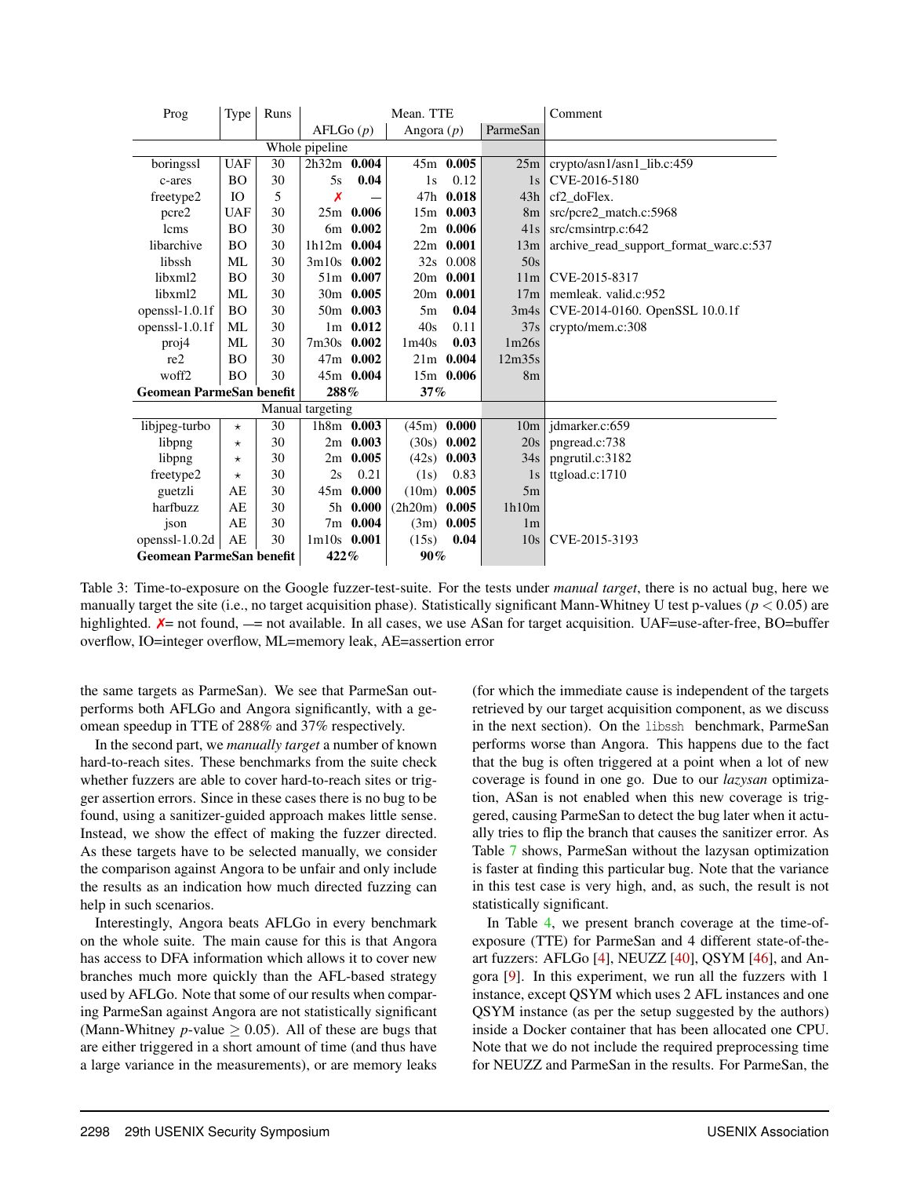| Prog | Type | Runs | Mean. TTE | | | | | Comment |
|---|---|---|---|---|---|---|---|---|
| | | | AFLGo (*p*) | | Angora (*p*) | | ParmeSan | |
| Whole pipeline | | | | | | | | |
| boringssl | UAF | 30 | 2h32m | **0.004** | 45m | **0.005** | 25m | crypto/asn1/asn1_lib.c:459 |
| c-ares | BO | 30 | 5s | **0.04** | 1s | 0.12 | 1s | CVE-2016-5180 |
| freetype2 | IO | 5 | ✗ | — | 47h | **0.018** | 43h | cf2_doFlex. |
| pcre2 | UAF | 30 | 25m | **0.006** | 15m | **0.003** | 8m | src/pcre2_match.c:5968 |
| lcms | BO | 30 | 6m | **0.002** | 2m | **0.006** | 41s | src/cmsintrp.c:642 |
| libarchive | BO | 30 | 1h12m | **0.004** | 22m | **0.001** | 13m | archive_read_support_format_warc.c:537 |
| libssh | ML | 30 | 3m10s | **0.002** | 32s | 0.008 | 50s | |
| libxml2 | BO | 30 | 51m | **0.007** | 20m | **0.001** | 11m | CVE-2015-8317 |
| libxml2 | ML | 30 | 30m | **0.005** | 20m | **0.001** | 17m | memleak. valid.c:952 |
| openssl-1.0.1f | BO | 30 | 50m | **0.003** | 5m | **0.04** | 3m4s | CVE-2014-0160. OpenSSL 10.0.1f |
| openssl-1.0.1f | ML | 30 | 1m | **0.012** | 40s | 0.11 | 37s | crypto/mem.c:308 |
| proj4 | ML | 30 | 7m30s | **0.002** | 1m40s | **0.03** | 1m26s | |
| re2 | BO | 30 | 47m | **0.002** | 21m | **0.004** | 12m35s | |
| woff2 | BO | 30 | 45m | **0.004** | 15m | **0.006** | 8m | |
| **Geomean ParmeSan benefit** | | | **288%** | | **37%** | | | |
| Manual targeting | | | | | | | | |
| libjpeg-turbo | ⋆ | 30 | 1h8m | **0.003** | (45m) | **0.000** | 10m | jdmarker.c:659 |
| libpng | ⋆ | 30 | 2m | **0.003** | (30s) | **0.002** | 20s | pngread.c:738 |
| libpng | ⋆ | 30 | 2m | **0.005** | (42s) | **0.003** | 34s | pngrutil.c:3182 |
| freetype2 | ⋆ | 30 | 2s | 0.21 | (1s) | 0.83 | 1s | ttgload.c:1710 |
| guetzli | AE | 30 | 45m | **0.000** | (10m) | **0.005** | 5m | |
| harfbuzz | AE | 30 | 5h | **0.000** | (2h20m) | **0.005** | 1h10m | |
| json | AE | 30 | 7m | **0.004** | (3m) | **0.005** | 1m | |
| openssl-1.0.2d | AE | 30 | 1m10s | **0.001** | (15s) | **0.04** | 10s | CVE-2015-3193 |
| **Geomean ParmeSan benefit** | | | **422%** | | **90%** | | | |

Table 3: Time-to-exposure on the Google fuzzer-test-suite. For the tests under *manual target*, there is no actual bug, here we manually target the site (i.e., no target acquisition phase). Statistically significant Mann-Whitney U test p-values ($p < 0.05$) are highlighted. ✗= not found, —= not available. In all cases, we use ASan for target acquisition. UAF=use-after-free, BO=buffer overflow, IO=integer overflow, ML=memory leak, AE=assertion error

the same targets as ParmeSan). We see that ParmeSan outperforms both AFLGo and Angora significantly, with a geomean speedup in TTE of 288% and 37% respectively.

In the second part, we *manually target* a number of known hard-to-reach sites. These benchmarks from the suite check whether fuzzers are able to cover hard-to-reach sites or trigger assertion errors. Since in these cases there is no bug to be found, using a sanitizer-guided approach makes little sense. Instead, we show the effect of making the fuzzer directed. As these targets have to be selected manually, we consider the comparison against Angora to be unfair and only include the results as an indication how much directed fuzzing can help in such scenarios.

Interestingly, Angora beats AFLGo in every benchmark on the whole suite. The main cause for this is that Angora has access to DFA information which allows it to cover new branches much more quickly than the AFL-based strategy used by AFLGo. Note that some of our results when comparing ParmeSan against Angora are not statistically significant (Mann-Whitney $p$-value $\geq 0.05$). All of these are bugs that are either triggered in a short amount of time (and thus have a large variance in the measurements), or are memory leaks (for which the immediate cause is independent of the targets retrieved by our target acquisition component, as we discuss in the next section). On the libssh benchmark, ParmeSan performs worse than Angora. This happens due to the fact that the bug is often triggered at a point when a lot of new coverage is found in one go. Due to our *lazysan* optimization, ASan is not enabled when this new coverage is triggered, causing ParmeSan to detect the bug later when it actually tries to flip the branch that causes the sanitizer error. As Table 7 shows, ParmeSan without the lazysan optimization is faster at finding this particular bug. Note that the variance in this test case is very high, and, as such, the result is not statistically significant.

In Table 4, we present branch coverage at the time-of-exposure (TTE) for ParmeSan and 4 different state-of-the-art fuzzers: AFLGo [4], NEUZZ [40], QSYM [46], and Angora [9]. In this experiment, we run all the fuzzers with 1 instance, except QSYM which uses 2 AFL instances and one QSYM instance (as per the setup suggested by the authors) inside a Docker container that has been allocated one CPU. Note that we do not include the required preprocessing time for NEUZZ and ParmeSan in the results. For ParmeSan, the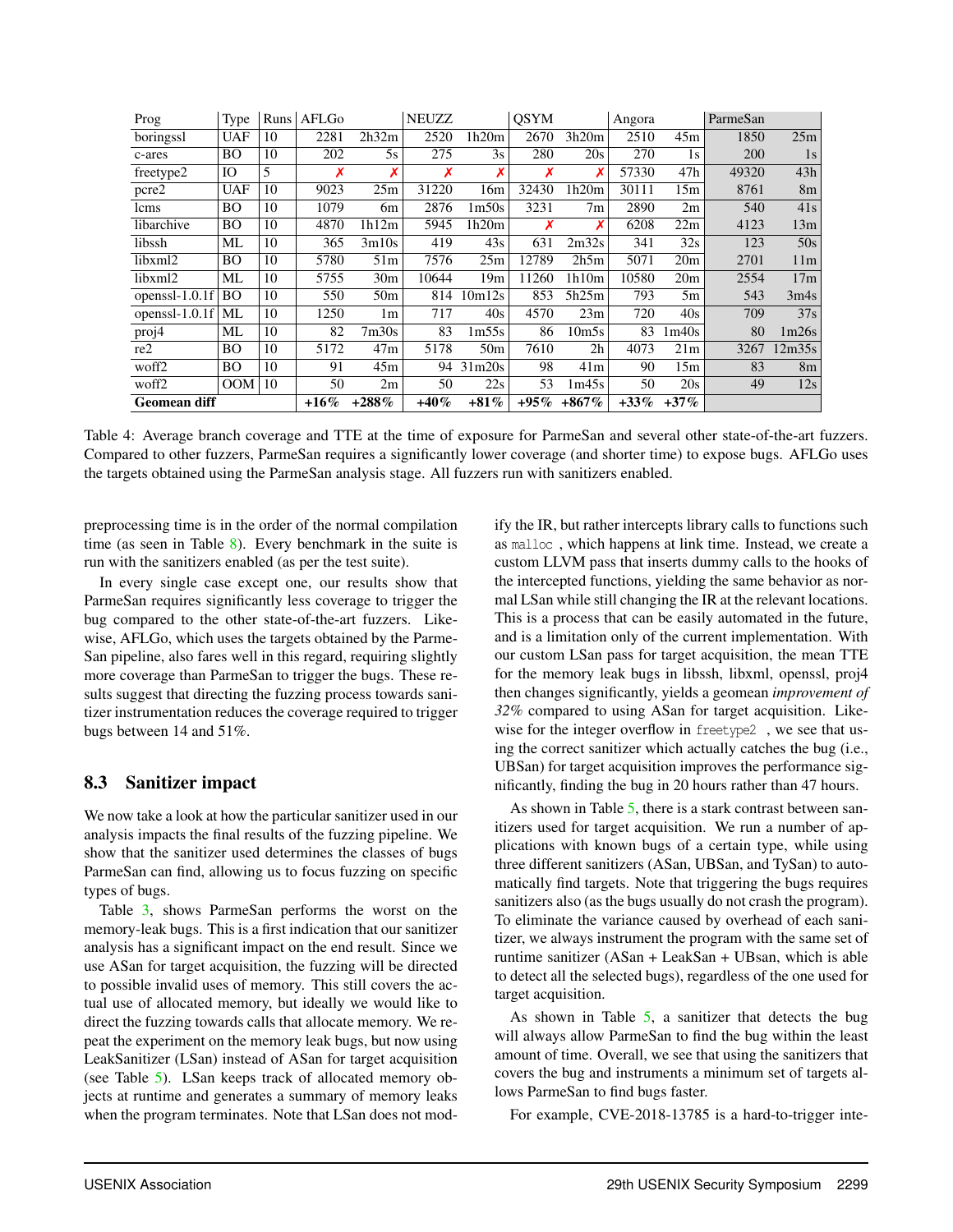| Prog | Type | Runs | AFLGo | | NEUZZ | | QSYM | | Angora | | ParmeSan | |
|---|---|---|---|---|---|---|---|---|---|---|---|---|
| boringssl | UAF | 10 | 2281 | 2h32m | 2520 | 1h20m | 2670 | 3h20m | 2510 | 45m | 1850 | 25m |
| c-ares | BO | 10 | 202 | 5s | 275 | 3s | 280 | 20s | 270 | 1s | 200 | 1s |
| freetype2 | IO | 5 | ✗ | ✗ | ✗ | ✗ | ✗ | ✗ | 57330 | 47h | 49320 | 43h |
| pcre2 | UAF | 10 | 9023 | 25m | 31220 | 16m | 32430 | 1h20m | 30111 | 15m | 8761 | 8m |
| lcms | BO | 10 | 1079 | 6m | 2876 | 1m50s | 3231 | 7m | 2890 | 2m | 540 | 41s |
| libarchive | BO | 10 | 4870 | 1h12m | 5945 | 1h20m | ✗ | ✗ | 6208 | 22m | 4123 | 13m |
| libssh | ML | 10 | 365 | 3m10s | 419 | 43s | 631 | 2m32s | 341 | 32s | 123 | 50s |
| libxml2 | BO | 10 | 5780 | 51m | 7576 | 25m | 12789 | 2h5m | 5071 | 20m | 2701 | 11m |
| libxml2 | ML | 10 | 5755 | 30m | 10644 | 19m | 11260 | 1h10m | 10580 | 20m | 2554 | 17m |
| openssl-1.0.1f | BO | 10 | 550 | 50m | 814 | 10m12s | 853 | 5h25m | 793 | 5m | 543 | 3m4s |
| openssl-1.0.1f | ML | 10 | 1250 | 1m | 717 | 40s | 4570 | 23m | 720 | 40s | 709 | 37s |
| proj4 | ML | 10 | 82 | 7m30s | 83 | 1m55s | 86 | 10m5s | 83 | 1m40s | 80 | 1m26s |
| re2 | BO | 10 | 5172 | 47m | 5178 | 50m | 7610 | 2h | 4073 | 21m | 3267 | 12m35s |
| woff2 | BO | 10 | 91 | 45m | 94 | 31m20s | 98 | 41m | 90 | 15m | 83 | 8m |
| woff2 | OOM | 10 | 50 | 2m | 50 | 22s | 53 | 1m45s | 50 | 20s | 49 | 12s |
| **Geomean diff** | | | **+16%** | **+288%** | **+40%** | **+81%** | **+95%** | **+867%** | **+33%** | **+37%** | | |

Table 4: Average branch coverage and TTE at the time of exposure for ParmeSan and several other state-of-the-art fuzzers. Compared to other fuzzers, ParmeSan requires a significantly lower coverage (and shorter time) to expose bugs. AFLGo uses the targets obtained using the ParmeSan analysis stage. All fuzzers run with sanitizers enabled.

preprocessing time is in the order of the normal compilation time (as seen in Table 8). Every benchmark in the suite is run with the sanitizers enabled (as per the test suite).

In every single case except one, our results show that ParmeSan requires significantly less coverage to trigger the bug compared to the other state-of-the-art fuzzers. Likewise, AFLGo, which uses the targets obtained by the ParmeSan pipeline, also fares well in this regard, requiring slightly more coverage than ParmeSan to trigger the bugs. These results suggest that directing the fuzzing process towards sanitizer instrumentation reduces the coverage required to trigger bugs between 14 and 51%.

## 8.3 Sanitizer impact

We now take a look at how the particular sanitizer used in our analysis impacts the final results of the fuzzing pipeline. We show that the sanitizer used determines the classes of bugs ParmeSan can find, allowing us to focus fuzzing on specific types of bugs.

Table 3, shows ParmeSan performs the worst on the memory-leak bugs. This is a first indication that our sanitizer analysis has a significant impact on the end result. Since we use ASan for target acquisition, the fuzzing will be directed to possible invalid uses of memory. This still covers the actual use of allocated memory, but ideally we would like to direct the fuzzing towards calls that allocate memory. We repeat the experiment on the memory leak bugs, but now using LeakSanitizer (LSan) instead of ASan for target acquisition (see Table 5). LSan keeps track of allocated memory objects at runtime and generates a summary of memory leaks when the program terminates. Note that LSan does not modify the IR, but rather intercepts library calls to functions such as `malloc`, which happens at link time. Instead, we create a custom LLVM pass that inserts dummy calls to the hooks of the intercepted functions, yielding the same behavior as normal LSan while still changing the IR at the relevant locations. This is a process that can be easily automated in the future, and is a limitation only of the current implementation. With our custom LSan pass for target acquisition, the mean TTE for the memory leak bugs in libssh, libxml, openssl, proj4 then changes significantly, yields a geomean *improvement of 32%* compared to using ASan for target acquisition. Likewise for the integer overflow in `freetype2`, we see that using the correct sanitizer which actually catches the bug (i.e., UBSan) for target acquisition improves the performance significantly, finding the bug in 20 hours rather than 47 hours.

As shown in Table 5, there is a stark contrast between sanitizers used for target acquisition. We run a number of applications with known bugs of a certain type, while using three different sanitizers (ASan, UBSan, and TySan) to automatically find targets. Note that triggering the bugs requires sanitizers also (as the bugs usually do not crash the program). To eliminate the variance caused by overhead of each sanitizer, we always instrument the program with the same set of runtime sanitizer (ASan + LeakSan + UBsan, which is able to detect all the selected bugs), regardless of the one used for target acquisition.

As shown in Table 5, a sanitizer that detects the bug will always allow ParmeSan to find the bug within the least amount of time. Overall, we see that using the sanitizers that covers the bug and instruments a minimum set of targets allows ParmeSan to find bugs faster.

For example, CVE-2018-13785 is a hard-to-trigger inte-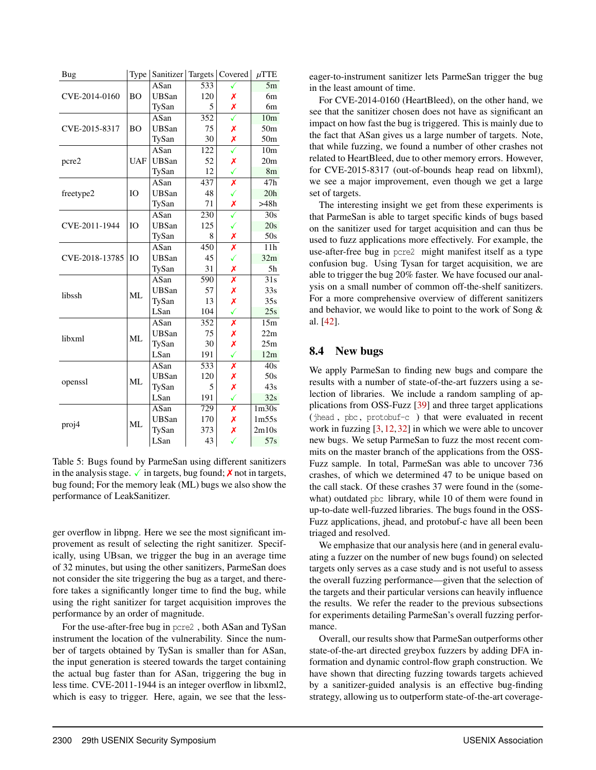| Bug | Type | Sanitizer | Targets | Covered | $\mu$TTE |
|---|---|---|---|---|---|
| CVE-2014-0160 | BO | ASan | 533 | ✓ | 5m |
| | | UBSan | 120 | ✗ | 6m |
| | | TySan | 5 | ✗ | 6m |
| CVE-2015-8317 | BO | ASan | 352 | ✓ | 10m |
| | | UBSan | 75 | ✗ | 50m |
| | | TySan | 30 | ✗ | 50m |
| pcre2 | UAF | ASan | 122 | ✓ | 10m |
| | | UBSan | 52 | ✗ | 20m |
| | | TySan | 12 | ✓ | 8m |
| freetype2 | IO | ASan | 437 | ✗ | 47h |
| | | UBSan | 48 | ✓ | 20h |
| | | TySan | 71 | ✗ | >48h |
| CVE-2011-1944 | IO | ASan | 230 | ✓ | 30s |
| | | UBSan | 125 | ✓ | 20s |
| | | TySan | 8 | ✗ | 50s |
| CVE-2018-13785 | IO | ASan | 450 | ✗ | 11h |
| | | UBSan | 45 | ✓ | 32m |
| | | TySan | 31 | ✗ | 5h |
| libssh | ML | ASan | 590 | ✗ | 31s |
| | | UBSan | 57 | ✗ | 33s |
| | | TySan | 13 | ✗ | 35s |
| | | LSan | 104 | ✓ | 25s |
| libxml | ML | ASan | 352 | ✗ | 15m |
| | | UBSan | 75 | ✗ | 22m |
| | | TySan | 30 | ✗ | 25m |
| | | LSan | 191 | ✓ | 12m |
| openssl | ML | ASan | 533 | ✗ | 40s |
| | | UBSan | 120 | ✗ | 50s |
| | | TySan | 5 | ✗ | 43s |
| | | LSan | 191 | ✓ | 32s |
| proj4 | ML | ASan | 729 | ✗ | 1m30s |
| | | UBSan | 170 | ✗ | 1m55s |
| | | TySan | 373 | ✗ | 2m10s |
| | | LSan | 43 | ✓ | 57s |

Table 5: Bugs found by ParmeSan using different sanitizers in the analysis stage. ✓ in targets, bug found; ✗ not in targets, bug found; For the memory leak (ML) bugs we also show the performance of LeakSanitizer.

ger overflow in libpng. Here we see the most significant improvement as result of selecting the right sanitizer. Specifically, using UBsan, we trigger the bug in an average time of 32 minutes, but using the other sanitizers, ParmeSan does not consider the site triggering the bug as a target, and therefore takes a significantly longer time to find the bug, while using the right sanitizer for target acquisition improves the performance by an order of magnitude.

For the use-after-free bug in `pcre2`, both ASan and TySan instrument the location of the vulnerability. Since the number of targets obtained by TySan is smaller than for ASan, the input generation is steered towards the target containing the actual bug faster than for ASan, triggering the bug in less time. CVE-2011-1944 is an integer overflow in libxml2, which is easy to trigger. Here, again, we see that the less-eager-to-instrument sanitizer lets ParmeSan trigger the bug in the least amount of time.

For CVE-2014-0160 (HeartBleed), on the other hand, we see that the sanitizer chosen does not have as significant an impact on how fast the bug is triggered. This is mainly due to the fact that ASan gives us a large number of targets. Note, that while fuzzing, we found a number of other crashes not related to HeartBleed, due to other memory errors. However, for CVE-2015-8317 (out-of-bounds heap read on libxml), we see a major improvement, even though we get a large set of targets.

The interesting insight we get from these experiments is that ParmeSan is able to target specific kinds of bugs based on the sanitizer used for target acquisition and can thus be used to fuzz applications more effectively. For example, the use-after-free bug in `pcre2` might manifest itself as a type confusion bug. Using Tysan for target acquisition, we are able to trigger the bug 20% faster. We have focused our analysis on a small number of common off-the-shelf sanitizers. For a more comprehensive overview of different sanitizers and behavior, we would like to point to the work of Song & al. [42].

### 8.4 New bugs

We apply ParmeSan to finding new bugs and compare the results with a number of state-of-the-art fuzzers using a selection of libraries. We include a random sampling of applications from OSS-Fuzz [39] and three target applications (`jhead`, `pbc`, `protobuf-c`) that were evaluated in recent work in fuzzing [3, 12, 32] in which we were able to uncover new bugs. We setup ParmeSan to fuzz the most recent commits on the master branch of the applications from the OSS-Fuzz sample. In total, ParmeSan was able to uncover 736 crashes, of which we determined 47 to be unique based on the call stack. Of these crashes 37 were found in the (somewhat) outdated `pbc` library, while 10 of them were found in up-to-date well-fuzzed libraries. The bugs found in the OSS-Fuzz applications, jhead, and protobuf-c have all been been triaged and resolved.

We emphasize that our analysis here (and in general evaluating a fuzzer on the number of new bugs found) on selected targets only serves as a case study and is not useful to assess the overall fuzzing performance—given that the selection of the targets and their particular versions can heavily influence the results. We refer the reader to the previous subsections for experiments detailing ParmeSan's overall fuzzing performance.

Overall, our results show that ParmeSan outperforms other state-of-the-art directed greybox fuzzers by adding DFA information and dynamic control-flow graph construction. We have shown that directing fuzzing towards targets achieved by a sanitizer-guided analysis is an effective bug-finding strategy, allowing us to outperform state-of-the-art coverage-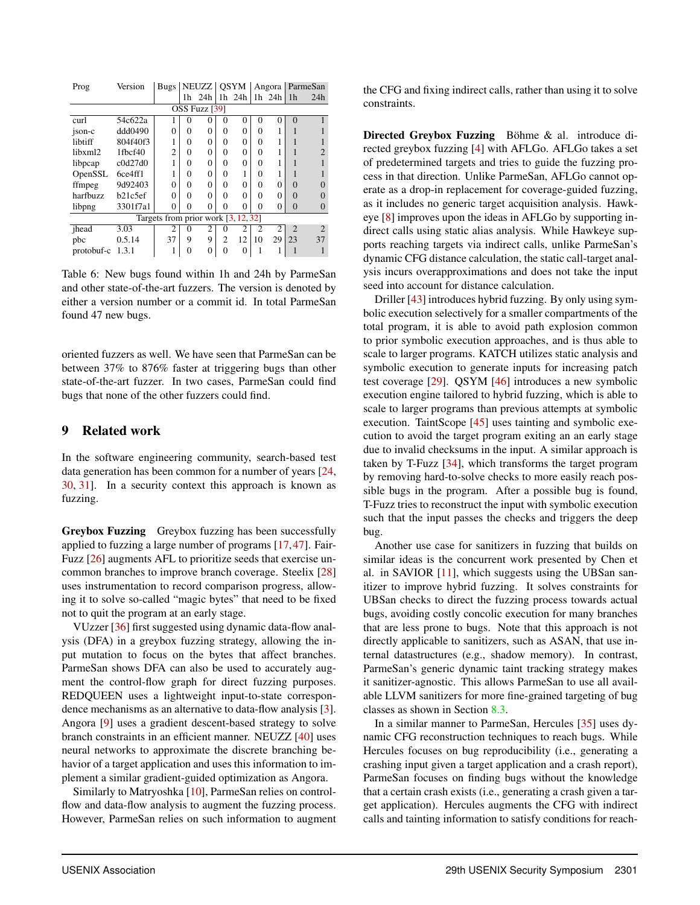| Prog | Version | Bugs | NEUZZ | | QSYM | | Angora | | ParmeSan | |
|---|---|---|---|---|---|---|---|---|---|---|
| | | | 1h | 24h | 1h | 24h | 1h | 24h | 1h | 24h |
| OSS Fuzz [39] | | | | | | | | | | |
| curl | 54c622a | 1 | 0 | 0 | 0 | 0 | 0 | 0 | 0 | 1 |
| json-c | ddd0490 | 0 | 0 | 0 | 0 | 0 | 0 | 1 | 1 | 1 |
| libtiff | 804f40f3 | 1 | 0 | 0 | 0 | 0 | 0 | 1 | 1 | 1 |
| libxml2 | 1fbcf40 | 2 | 0 | 0 | 0 | 0 | 0 | 1 | 1 | 2 |
| libpcap | c0d27d0 | 1 | 0 | 0 | 0 | 0 | 0 | 1 | 1 | 1 |
| OpenSSL | 6ce4ff1 | 1 | 0 | 0 | 0 | 1 | 0 | 1 | 1 | 1 |
| ffmpeg | 9d92403 | 0 | 0 | 0 | 0 | 0 | 0 | 0 | 0 | 0 |
| harfbuzz | b21c5ef | 0 | 0 | 0 | 0 | 0 | 0 | 0 | 0 | 0 |
| libpng | 3301f7a1 | 0 | 0 | 0 | 0 | 0 | 0 | 0 | 0 | 0 |
| Targets from prior work [3, 12, 32] | | | | | | | | | | |
| jhead | 3.03 | 2 | 0 | 2 | 0 | 2 | 2 | 2 | 2 | 2 |
| pbc | 0.5.14 | 37 | 9 | 9 | 2 | 12 | 10 | 29 | 23 | 37 |
| protobuf-c | 1.3.1 | 1 | 0 | 0 | 0 | 0 | 1 | 1 | 1 | 1 |

Table 6: New bugs found within 1h and 24h by ParmeSan and other state-of-the-art fuzzers. The version is denoted by either a version number or a commit id. In total ParmeSan found 47 new bugs.

oriented fuzzers as well. We have seen that ParmeSan can be between 37% to 876% faster at triggering bugs than other state-of-the-art fuzzer. In two cases, ParmeSan could find bugs that none of the other fuzzers could find.

## 9 Related work

In the software engineering community, search-based test data generation has been common for a number of years [24, 30, 31]. In a security context this approach is known as fuzzing.

**Greybox Fuzzing** Greybox fuzzing has been successfully applied to fuzzing a large number of programs [17, 47]. FairFuzz [26] augments AFL to prioritize seeds that exercise uncommon branches to improve branch coverage. Steelix [28] uses instrumentation to record comparison progress, allowing it to solve so-called "magic bytes" that need to be fixed not to quit the program at an early stage.

VUzzer [36] first suggested using dynamic data-flow analysis (DFA) in a greybox fuzzing strategy, allowing the input mutation to focus on the bytes that affect branches. ParmeSan shows DFA can also be used to accurately augment the control-flow graph for direct fuzzing purposes. REDQUEEN uses a lightweight input-to-state correspondence mechanisms as an alternative to data-flow analysis [3]. Angora [9] uses a gradient descent-based strategy to solve branch constraints in an efficient manner. NEUZZ [40] uses neural networks to approximate the discrete branching behavior of a target application and uses this information to implement a similar gradient-guided optimization as Angora.

Similarly to Matryoshka [10], ParmeSan relies on control-flow and data-flow analysis to augment the fuzzing process. However, ParmeSan relies on such information to augment the CFG and fixing indirect calls, rather than using it to solve constraints.

**Directed Greybox Fuzzing** Böhme & al. introduce directed greybox fuzzing [4] with AFLGo. AFLGo takes a set of predetermined targets and tries to guide the fuzzing process in that direction. Unlike ParmeSan, AFLGo cannot operate as a drop-in replacement for coverage-guided fuzzing, as it includes no generic target acquisition analysis. Hawkeye [8] improves upon the ideas in AFLGo by supporting indirect calls using static alias analysis. While Hawkeye supports reaching targets via indirect calls, unlike ParmeSan's dynamic CFG distance calculation, the static call-target analysis incurs overapproximations and does not take the input seed into account for distance calculation.

Driller [43] introduces hybrid fuzzing. By only using symbolic execution selectively for a smaller compartments of the total program, it is able to avoid path explosion common to prior symbolic execution approaches, and is thus able to scale to larger programs. KATCH utilizes static analysis and symbolic execution to generate inputs for increasing patch test coverage [29]. QSYM [46] introduces a new symbolic execution engine tailored to hybrid fuzzing, which is able to scale to larger programs than previous attempts at symbolic execution. TaintScope [45] uses tainting and symbolic execution to avoid the target program exiting an an early stage due to invalid checksums in the input. A similar approach is taken by T-Fuzz [34], which transforms the target program by removing hard-to-solve checks to more easily reach possible bugs in the program. After a possible bug is found, T-Fuzz tries to reconstruct the input with symbolic execution such that the input passes the checks and triggers the deep bug.

Another use case for sanitizers in fuzzing that builds on similar ideas is the concurrent work presented by Chen et al. in SAVIOR [11], which suggests using the UBSan sanitizer to improve hybrid fuzzing. It solves constraints for UBSan checks to direct the fuzzing process towards actual bugs, avoiding costly concolic execution for many branches that are less prone to bugs. Note that this approach is not directly applicable to sanitizers, such as ASAN, that use internal datastructures (e.g., shadow memory). In contrast, ParmeSan's generic dynamic taint tracking strategy makes it sanitizer-agnostic. This allows ParmeSan to use all available LLVM sanitizers for more fine-grained targeting of bug classes as shown in Section 8.3.

In a similar manner to ParmeSan, Hercules [35] uses dynamic CFG reconstruction techniques to reach bugs. While Hercules focuses on bug reproducibility (i.e., generating a crashing input given a target application and a crash report), ParmeSan focuses on finding bugs without the knowledge that a certain crash exists (i.e., generating a crash given a target application). Hercules augments the CFG with indirect calls and tainting information to satisfy conditions for reach-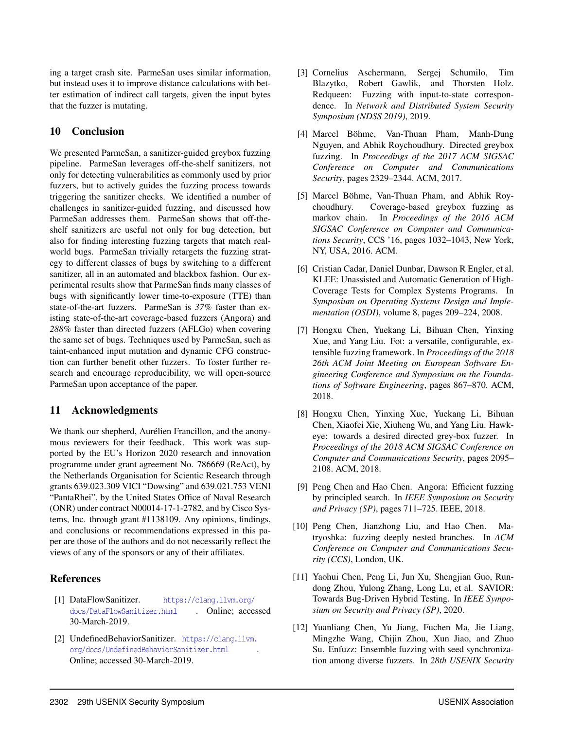ing a target crash site. ParmeSan uses similar information, but instead uses it to improve distance calculations with better estimation of indirect call targets, given the input bytes that the fuzzer is mutating.

## 10 Conclusion

We presented ParmeSan, a sanitizer-guided greybox fuzzing pipeline. ParmeSan leverages off-the-shelf sanitizers, not only for detecting vulnerabilities as commonly used by prior fuzzers, but to actively guides the fuzzing process towards triggering the sanitizer checks. We identified a number of challenges in sanitizer-guided fuzzing, and discussed how ParmeSan addresses them. ParmeSan shows that off-the-shelf sanitizers are useful not only for bug detection, but also for finding interesting fuzzing targets that match real-world bugs. ParmeSan trivially retargets the fuzzing strategy to different classes of bugs by switching to a different sanitizer, all in an automated and blackbox fashion. Our experimental results show that ParmeSan finds many classes of bugs with significantly lower time-to-exposure (TTE) than state-of-the-art fuzzers. ParmeSan is *37%* faster than existing state-of-the-art coverage-based fuzzers (Angora) and *288%* faster than directed fuzzers (AFLGo) when covering the same set of bugs. Techniques used by ParmeSan, such as taint-enhanced input mutation and dynamic CFG construction can further benefit other fuzzers. To foster further research and encourage reproducibility, we will open-source ParmeSan upon acceptance of the paper.

## 11 Acknowledgments

We thank our shepherd, Aurélien Francillon, and the anonymous reviewers for their feedback. This work was supported by the EU's Horizon 2020 research and innovation programme under grant agreement No. 786669 (ReAct), by the Netherlands Organisation for Scientic Research through grants 639.023.309 VICI "Dowsing" and 639.021.753 VENI "PantaRhei", by the United States Office of Naval Research (ONR) under contract N00014-17-1-2782, and by Cisco Systems, Inc. through grant #1138109. Any opinions, findings, and conclusions or recommendations expressed in this paper are those of the authors and do not necessarily reflect the views of any of the sponsors or any of their affiliates.

## References

[1] DataFlowSanitizer. https://clang.llvm.org/docs/DataFlowSanitizer.html. Online; accessed 30-March-2019.

[2] UndefinedBehaviorSanitizer. https://clang.llvm.org/docs/UndefinedBehaviorSanitizer.html. Online; accessed 30-March-2019.

[3] Cornelius Aschermann, Sergej Schumilo, Tim Blazytko, Robert Gawlik, and Thorsten Holz. Redqueen: Fuzzing with input-to-state correspondence. In *Network and Distributed System Security Symposium (NDSS 2019)*, 2019.

[4] Marcel Böhme, Van-Thuan Pham, Manh-Dung Nguyen, and Abhik Roychoudhury. Directed greybox fuzzing. In *Proceedings of the 2017 ACM SIGSAC Conference on Computer and Communications Security*, pages 2329–2344. ACM, 2017.

[5] Marcel Böhme, Van-Thuan Pham, and Abhik Roychoudhury. Coverage-based greybox fuzzing as markov chain. In *Proceedings of the 2016 ACM SIGSAC Conference on Computer and Communications Security*, CCS '16, pages 1032–1043, New York, NY, USA, 2016. ACM.

[6] Cristian Cadar, Daniel Dunbar, Dawson R Engler, et al. KLEE: Unassisted and Automatic Generation of High-Coverage Tests for Complex Systems Programs. In *Symposium on Operating Systems Design and Implementation (OSDI)*, volume 8, pages 209–224, 2008.

[7] Hongxu Chen, Yuekang Li, Bihuan Chen, Yinxing Xue, and Yang Liu. Fot: a versatile, configurable, extensible fuzzing framework. In *Proceedings of the 2018 26th ACM Joint Meeting on European Software Engineering Conference and Symposium on the Foundations of Software Engineering*, pages 867–870. ACM, 2018.

[8] Hongxu Chen, Yinxing Xue, Yuekang Li, Bihuan Chen, Xiaofei Xie, Xiuheng Wu, and Yang Liu. Hawkeye: towards a desired directed grey-box fuzzer. In *Proceedings of the 2018 ACM SIGSAC Conference on Computer and Communications Security*, pages 2095–2108. ACM, 2018.

[9] Peng Chen and Hao Chen. Angora: Efficient fuzzing by principled search. In *IEEE Symposium on Security and Privacy (SP)*, pages 711–725. IEEE, 2018.

[10] Peng Chen, Jianzhong Liu, and Hao Chen. Matryoshka: fuzzing deeply nested branches. In *ACM Conference on Computer and Communications Security (CCS)*, London, UK.

[11] Yaohui Chen, Peng Li, Jun Xu, Shengjian Guo, Rundong Zhou, Yulong Zhang, Long Lu, et al. SAVIOR: Towards Bug-Driven Hybrid Testing. In *IEEE Symposium on Security and Privacy (SP)*, 2020.

[12] Yuanliang Chen, Yu Jiang, Fuchen Ma, Jie Liang, Mingzhe Wang, Chijin Zhou, Xun Jiao, and Zhuo Su. Enfuzz: Ensemble fuzzing with seed synchronization among diverse fuzzers. In *28th USENIX Security*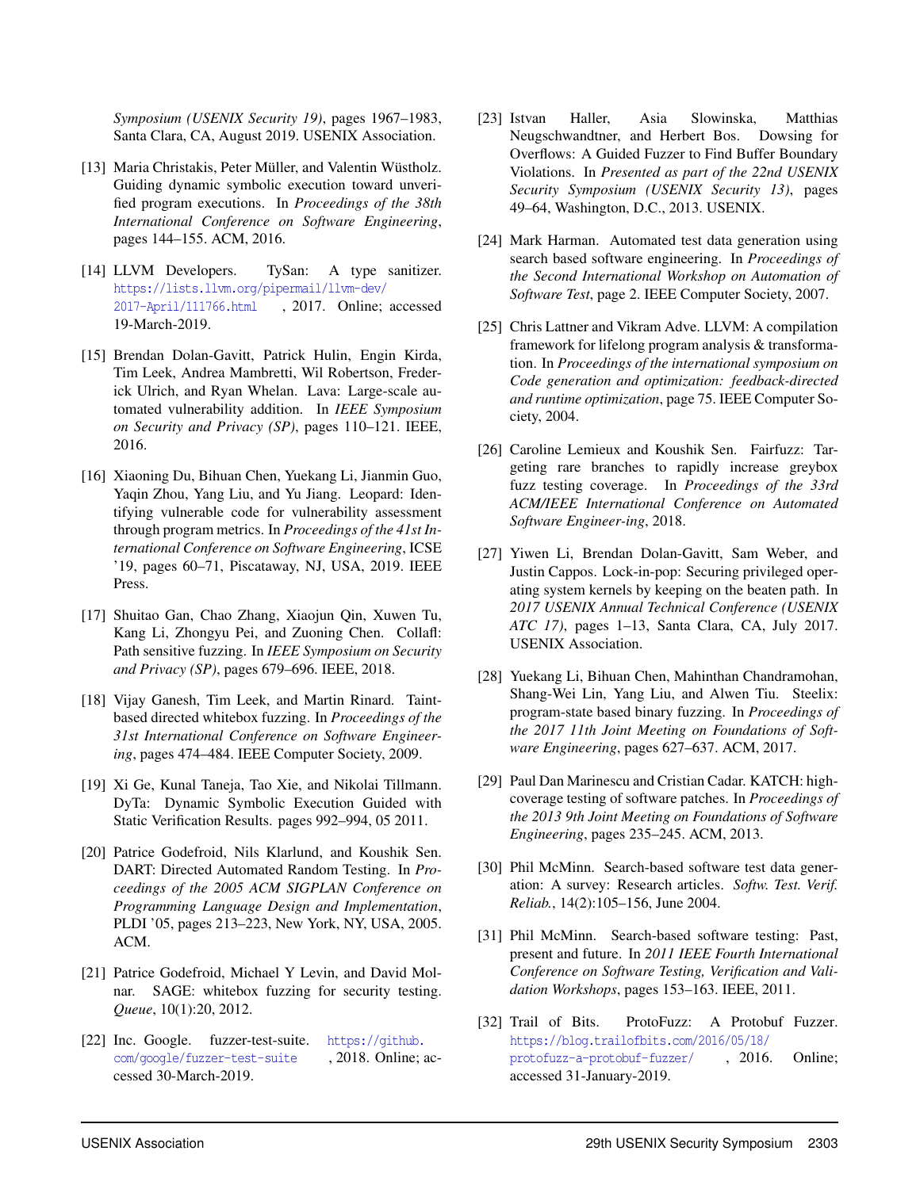*Symposium (USENIX Security 19)*, pages 1967–1983, Santa Clara, CA, August 2019. USENIX Association.

[13] Maria Christakis, Peter Müller, and Valentin Wüstholz. Guiding dynamic symbolic execution toward unverified program executions. In *Proceedings of the 38th International Conference on Software Engineering*, pages 144–155. ACM, 2016.

[14] LLVM Developers. TySan: A type sanitizer. https://lists.llvm.org/pipermail/llvm-dev/2017-April/111766.html, 2017. Online; accessed 19-March-2019.

[15] Brendan Dolan-Gavitt, Patrick Hulin, Engin Kirda, Tim Leek, Andrea Mambretti, Wil Robertson, Frederick Ulrich, and Ryan Whelan. Lava: Large-scale automated vulnerability addition. In *IEEE Symposium on Security and Privacy (SP)*, pages 110–121. IEEE, 2016.

[16] Xiaoning Du, Bihuan Chen, Yuekang Li, Jianmin Guo, Yaqin Zhou, Yang Liu, and Yu Jiang. Leopard: Identifying vulnerable code for vulnerability assessment through program metrics. In *Proceedings of the 41st International Conference on Software Engineering*, ICSE '19, pages 60–71, Piscataway, NJ, USA, 2019. IEEE Press.

[17] Shuitao Gan, Chao Zhang, Xiaojun Qin, Xuwen Tu, Kang Li, Zhongyu Pei, and Zuoning Chen. Collafl: Path sensitive fuzzing. In *IEEE Symposium on Security and Privacy (SP)*, pages 679–696. IEEE, 2018.

[18] Vijay Ganesh, Tim Leek, and Martin Rinard. Taint-based directed whitebox fuzzing. In *Proceedings of the 31st International Conference on Software Engineering*, pages 474–484. IEEE Computer Society, 2009.

[19] Xi Ge, Kunal Taneja, Tao Xie, and Nikolai Tillmann. DyTa: Dynamic Symbolic Execution Guided with Static Verification Results. pages 992–994, 05 2011.

[20] Patrice Godefroid, Nils Klarlund, and Koushik Sen. DART: Directed Automated Random Testing. In *Proceedings of the 2005 ACM SIGPLAN Conference on Programming Language Design and Implementation*, PLDI '05, pages 213–223, New York, NY, USA, 2005. ACM.

[21] Patrice Godefroid, Michael Y Levin, and David Molnar. SAGE: whitebox fuzzing for security testing. *Queue*, 10(1):20, 2012.

[22] Inc. Google. fuzzer-test-suite. https://github.com/google/fuzzer-test-suite, 2018. Online; accessed 30-March-2019.

[23] Istvan Haller, Asia Slowinska, Matthias Neugschwandtner, and Herbert Bos. Dowsing for Overflows: A Guided Fuzzer to Find Buffer Boundary Violations. In *Presented as part of the 22nd USENIX Security Symposium (USENIX Security 13)*, pages 49–64, Washington, D.C., 2013. USENIX.

[24] Mark Harman. Automated test data generation using search based software engineering. In *Proceedings of the Second International Workshop on Automation of Software Test*, page 2. IEEE Computer Society, 2007.

[25] Chris Lattner and Vikram Adve. LLVM: A compilation framework for lifelong program analysis & transformation. In *Proceedings of the international symposium on Code generation and optimization: feedback-directed and runtime optimization*, page 75. IEEE Computer Society, 2004.

[26] Caroline Lemieux and Koushik Sen. Fairfuzz: Targeting rare branches to rapidly increase greybox fuzz testing coverage. In *Proceedings of the 33rd ACM/IEEE International Conference on Automated Software Engineer-ing*, 2018.

[27] Yiwen Li, Brendan Dolan-Gavitt, Sam Weber, and Justin Cappos. Lock-in-pop: Securing privileged operating system kernels by keeping on the beaten path. In *2017 USENIX Annual Technical Conference (USENIX ATC 17)*, pages 1–13, Santa Clara, CA, July 2017. USENIX Association.

[28] Yuekang Li, Bihuan Chen, Mahinthan Chandramohan, Shang-Wei Lin, Yang Liu, and Alwen Tiu. Steelix: program-state based binary fuzzing. In *Proceedings of the 2017 11th Joint Meeting on Foundations of Software Engineering*, pages 627–637. ACM, 2017.

[29] Paul Dan Marinescu and Cristian Cadar. KATCH: high-coverage testing of software patches. In *Proceedings of the 2013 9th Joint Meeting on Foundations of Software Engineering*, pages 235–245. ACM, 2013.

[30] Phil McMinn. Search-based software test data generation: A survey: Research articles. *Softw. Test. Verif. Reliab.*, 14(2):105–156, June 2004.

[31] Phil McMinn. Search-based software testing: Past, present and future. In *2011 IEEE Fourth International Conference on Software Testing, Verification and Validation Workshops*, pages 153–163. IEEE, 2011.

[32] Trail of Bits. ProtoFuzz: A Protobuf Fuzzer. https://blog.trailofbits.com/2016/05/18/protofuzz-a-protobuf-fuzzer/, 2016. Online; accessed 31-January-2019.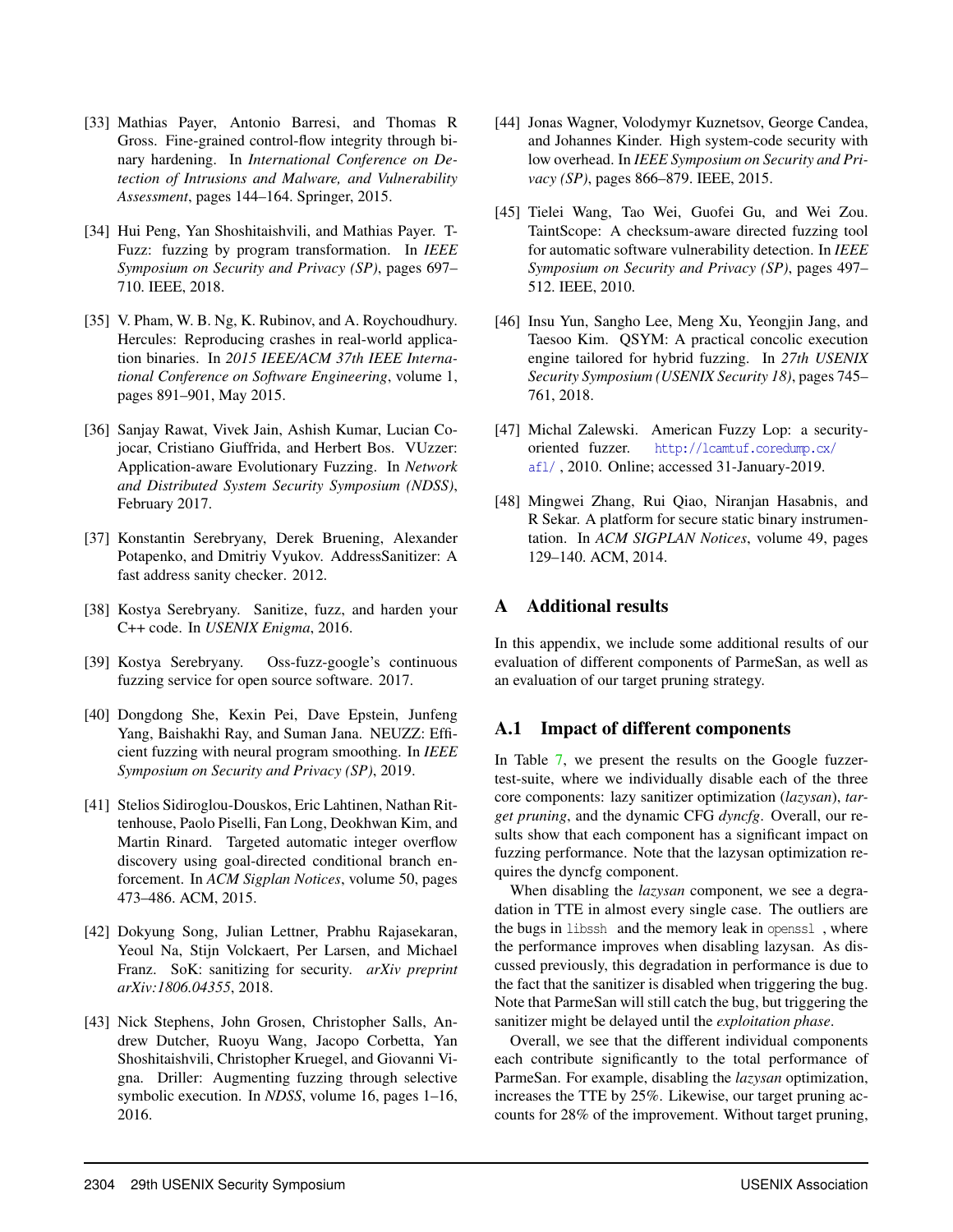[33] Mathias Payer, Antonio Barresi, and Thomas R Gross. Fine-grained control-flow integrity through binary hardening. In *International Conference on Detection of Intrusions and Malware, and Vulnerability Assessment*, pages 144–164. Springer, 2015.

[34] Hui Peng, Yan Shoshitaishvili, and Mathias Payer. T-Fuzz: fuzzing by program transformation. In *IEEE Symposium on Security and Privacy (SP)*, pages 697–710. IEEE, 2018.

[35] V. Pham, W. B. Ng, K. Rubinov, and A. Roychoudhury. Hercules: Reproducing crashes in real-world application binaries. In *2015 IEEE/ACM 37th IEEE International Conference on Software Engineering*, volume 1, pages 891–901, May 2015.

[36] Sanjay Rawat, Vivek Jain, Ashish Kumar, Lucian Cojocar, Cristiano Giuffrida, and Herbert Bos. VUzzer: Application-aware Evolutionary Fuzzing. In *Network and Distributed System Security Symposium (NDSS)*, February 2017.

[37] Konstantin Serebryany, Derek Bruening, Alexander Potapenko, and Dmitriy Vyukov. AddressSanitizer: A fast address sanity checker. 2012.

[38] Kostya Serebryany. Sanitize, fuzz, and harden your C++ code. In *USENIX Enigma*, 2016.

[39] Kostya Serebryany. Oss-fuzz-google's continuous fuzzing service for open source software. 2017.

[40] Dongdong She, Kexin Pei, Dave Epstein, Junfeng Yang, Baishakhi Ray, and Suman Jana. NEUZZ: Efficient fuzzing with neural program smoothing. In *IEEE Symposium on Security and Privacy (SP)*, 2019.

[41] Stelios Sidiroglou-Douskos, Eric Lahtinen, Nathan Rittenhouse, Paolo Piselli, Fan Long, Deokhwan Kim, and Martin Rinard. Targeted automatic integer overflow discovery using goal-directed conditional branch enforcement. In *ACM Sigplan Notices*, volume 50, pages 473–486. ACM, 2015.

[42] Dokyung Song, Julian Lettner, Prabhu Rajasekaran, Yeoul Na, Stijn Volckaert, Per Larsen, and Michael Franz. SoK: sanitizing for security. *arXiv preprint arXiv:1806.04355*, 2018.

[43] Nick Stephens, John Grosen, Christopher Salls, Andrew Dutcher, Ruoyu Wang, Jacopo Corbetta, Yan Shoshitaishvili, Christopher Kruegel, and Giovanni Vigna. Driller: Augmenting fuzzing through selective symbolic execution. In *NDSS*, volume 16, pages 1–16, 2016.

[44] Jonas Wagner, Volodymyr Kuznetsov, George Candea, and Johannes Kinder. High system-code security with low overhead. In *IEEE Symposium on Security and Privacy (SP)*, pages 866–879. IEEE, 2015.

[45] Tielei Wang, Tao Wei, Guofei Gu, and Wei Zou. TaintScope: A checksum-aware directed fuzzing tool for automatic software vulnerability detection. In *IEEE Symposium on Security and Privacy (SP)*, pages 497–512. IEEE, 2010.

[46] Insu Yun, Sangho Lee, Meng Xu, Yeongjin Jang, and Taesoo Kim. QSYM: A practical concolic execution engine tailored for hybrid fuzzing. In *27th USENIX Security Symposium (USENIX Security 18)*, pages 745–761, 2018.

[47] Michal Zalewski. American Fuzzy Lop: a security-oriented fuzzer. http://lcamtuf.coredump.cx/afl/ , 2010. Online; accessed 31-January-2019.

[48] Mingwei Zhang, Rui Qiao, Niranjan Hasabnis, and R Sekar. A platform for secure static binary instrumentation. In *ACM SIGPLAN Notices*, volume 49, pages 129–140. ACM, 2014.

# A Additional results

In this appendix, we include some additional results of our evaluation of different components of ParmeSan, as well as an evaluation of our target pruning strategy.

## A.1 Impact of different components

In Table 7, we present the results on the Google fuzzer-test-suite, where we individually disable each of the three core components: lazy sanitizer optimization (*lazysan*), *target pruning*, and the dynamic CFG *dyncfg*. Overall, our results show that each component has a significant impact on fuzzing performance. Note that the lazysan optimization requires the dyncfg component.

When disabling the *lazysan* component, we see a degradation in TTE in almost every single case. The outliers are the bugs in `libssh` and the memory leak in `openssl`, where the performance improves when disabling lazysan. As discussed previously, this degradation in performance is due to the fact that the sanitizer is disabled when triggering the bug. Note that ParmeSan will still catch the bug, but triggering the sanitizer might be delayed until the *exploitation phase*.

Overall, we see that the different individual components each contribute significantly to the total performance of ParmeSan. For example, disabling the *lazysan* optimization, increases the TTE by 25%. Likewise, our target pruning accounts for 28% of the improvement. Without target pruning,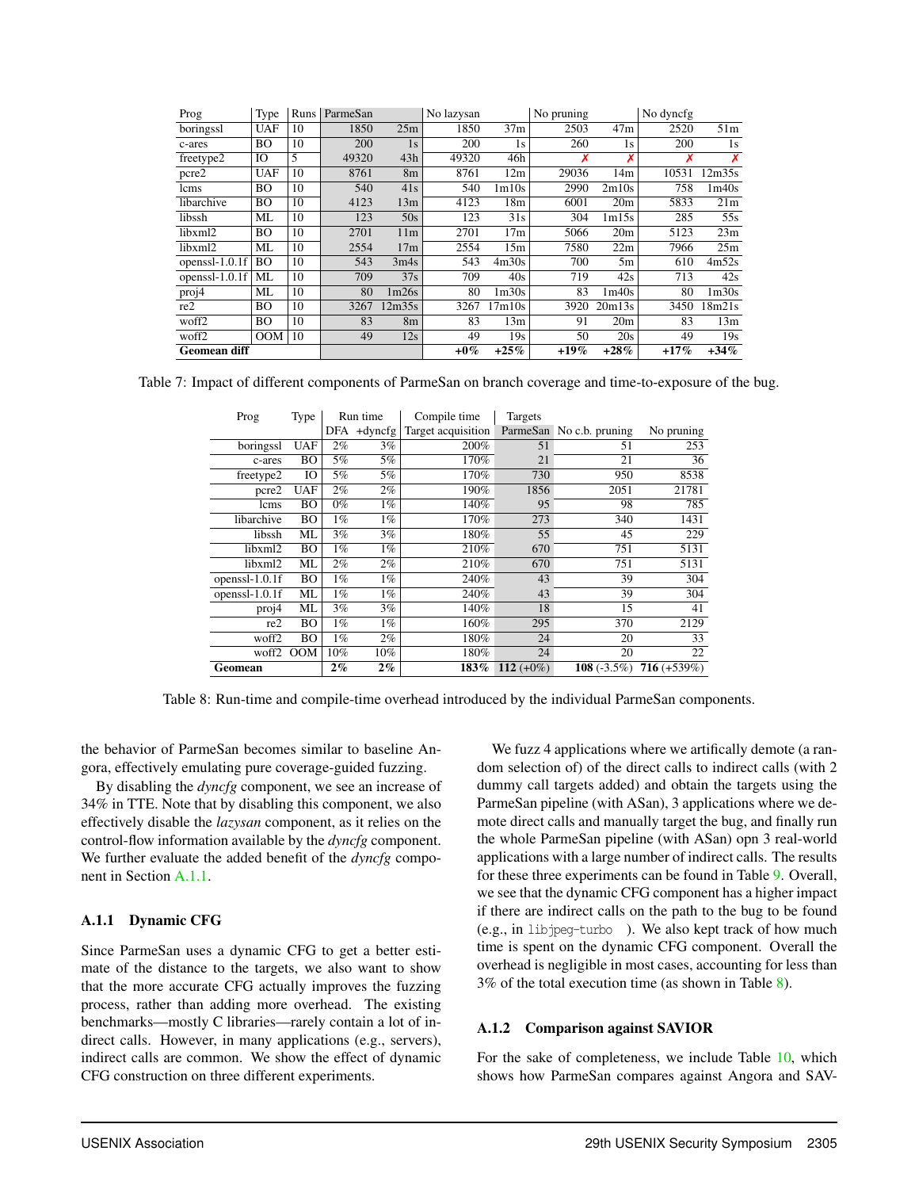| Prog | Type | Runs | ParmeSan | | No lazysan | | No pruning | | No dyncfg | |
|---|---|---|---|---|---|---|---|---|---|---|
| boringssl | UAF | 10 | 1850 | 25m | 1850 | 37m | 2503 | 47m | 2520 | 51m |
| c-ares | BO | 10 | 200 | 1s | 200 | 1s | 260 | 1s | 200 | 1s |
| freetype2 | IO | 5 | 49320 | 43h | 49320 | 46h | ✗ | ✗ | ✗ | ✗ |
| pcre2 | UAF | 10 | 8761 | 8m | 8761 | 12m | 29036 | 14m | 10531 | 12m35s |
| lcms | BO | 10 | 540 | 41s | 540 | 1m10s | 2990 | 2m10s | 758 | 1m40s |
| libarchive | BO | 10 | 4123 | 13m | 4123 | 18m | 6001 | 20m | 5833 | 21m |
| libssh | ML | 10 | 123 | 50s | 123 | 31s | 304 | 1m15s | 285 | 55s |
| libxml2 | BO | 10 | 2701 | 11m | 2701 | 17m | 5066 | 20m | 5123 | 23m |
| libxml2 | ML | 10 | 2554 | 17m | 2554 | 15m | 7580 | 22m | 7966 | 25m |
| openssl-1.0.1f | BO | 10 | 543 | 3m4s | 543 | 4m30s | 700 | 5m | 610 | 4m52s |
| openssl-1.0.1f | ML | 10 | 709 | 37s | 709 | 40s | 719 | 42s | 713 | 42s |
| proj4 | ML | 10 | 80 | 1m26s | 80 | 1m30s | 83 | 1m40s | 80 | 1m30s |
| re2 | BO | 10 | 3267 | 12m35s | 3267 | 17m10s | 3920 | 20m13s | 3450 | 18m21s |
| woff2 | BO | 10 | 83 | 8m | 83 | 13m | 91 | 20m | 83 | 13m |
| woff2 | OOM | 10 | 49 | 12s | 49 | 19s | 50 | 20s | 49 | 19s |
| **Geomean diff** | | | | | **+0%** | **+25%** | **+19%** | **+28%** | **+17%** | **+34%** |

Table 7: Impact of different components of ParmeSan on branch coverage and time-to-exposure of the bug.

| Prog | Type | Run time | | Compile time | Targets | | |
|---|---|---|---|---|---|---|---|
| | | DFA | +dyncfg | Target acquisition | ParmeSan | No c.b. pruning | No pruning |
| boringssl | UAF | 2% | 3% | 200% | 51 | 51 | 253 |
| c-ares | BO | 5% | 5% | 170% | 21 | 21 | 36 |
| freetype2 | IO | 5% | 5% | 170% | 730 | 950 | 8538 |
| pcre2 | UAF | 2% | 2% | 190% | 1856 | 2051 | 21781 |
| lcms | BO | 0% | 1% | 140% | 95 | 98 | 785 |
| libarchive | BO | 1% | 1% | 170% | 273 | 340 | 1431 |
| libssh | ML | 3% | 3% | 180% | 55 | 45 | 229 |
| libxml2 | BO | 1% | 1% | 210% | 670 | 751 | 5131 |
| libxml2 | ML | 2% | 2% | 210% | 670 | 751 | 5131 |
| openssl-1.0.1f | BO | 1% | 1% | 240% | 43 | 39 | 304 |
| openssl-1.0.1f | ML | 1% | 1% | 240% | 43 | 39 | 304 |
| proj4 | ML | 3% | 3% | 140% | 18 | 15 | 41 |
| re2 | BO | 1% | 1% | 160% | 295 | 370 | 2129 |
| woff2 | BO | 1% | 2% | 180% | 24 | 20 | 33 |
| woff2 | OOM | 10% | 10% | 180% | 24 | 20 | 22 |
| **Geomean** | | **2%** | **2%** | **183%** | **112** (+0%) | **108** (-3.5%) | **716** (+539%) |

Table 8: Run-time and compile-time overhead introduced by the individual ParmeSan components.

the behavior of ParmeSan becomes similar to baseline Angora, effectively emulating pure coverage-guided fuzzing.

By disabling the *dyncfg* component, we see an increase of 34% in TTE. Note that by disabling this component, we also effectively disable the *lazysan* component, as it relies on the control-flow information available by the *dyncfg* component. We further evaluate the added benefit of the *dyncfg* component in Section A.1.1.

### A.1.1 Dynamic CFG

Since ParmeSan uses a dynamic CFG to get a better estimate of the distance to the targets, we also want to show that the more accurate CFG actually improves the fuzzing process, rather than adding more overhead. The existing benchmarks—mostly C libraries—rarely contain a lot of indirect calls. However, in many applications (e.g., servers), indirect calls are common. We show the effect of dynamic CFG construction on three different experiments.

We fuzz 4 applications where we artifically demote (a random selection of) of the direct calls to indirect calls (with 2 dummy call targets added) and obtain the targets using the ParmeSan pipeline (with ASan), 3 applications where we demote direct calls and manually target the bug, and finally run the whole ParmeSan pipeline (with ASan) opn 3 real-world applications with a large number of indirect calls. The results for these three experiments can be found in Table 9. Overall, we see that the dynamic CFG component has a higher impact if there are indirect calls on the path to the bug to be found (e.g., in libjpeg-turbo ). We also kept track of how much time is spent on the dynamic CFG component. Overall the overhead is negligible in most cases, accounting for less than 3% of the total execution time (as shown in Table 8).

### A.1.2 Comparison against SAVIOR

For the sake of completeness, we include Table 10, which shows how ParmeSan compares against Angora and SAV-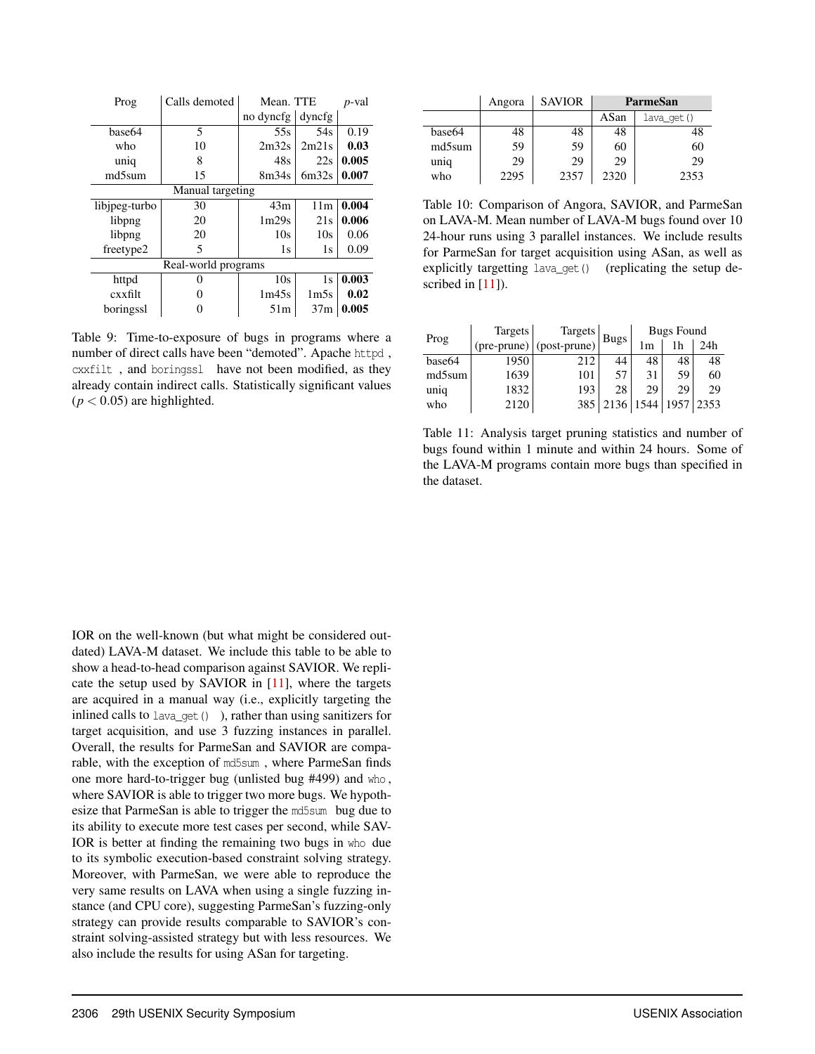| Prog | Calls demoted | Mean. TTE | | $p$-val |
|---|---|---|---|---|
| | | no dyncfg | dyncfg | |
| base64 | 5 | 55s | 54s | 0.19 |
| who | 10 | 2m32s | 2m21s | **0.03** |
| uniq | 8 | 48s | 22s | **0.005** |
| md5sum | 15 | 8m34s | 6m32s | **0.007** |
| Manual targeting | | | | |
| libjpeg-turbo | 30 | 43m | 11m | **0.004** |
| libpng | 20 | 1m29s | 21s | **0.006** |
| libpng | 20 | 10s | 10s | 0.06 |
| freetype2 | 5 | 1s | 1s | 0.09 |
| Real-world programs | | | | |
| httpd | 0 | 10s | 1s | **0.003** |
| cxxfilt | 0 | 1m45s | 1m5s | **0.02** |
| boringssl | 0 | 51m | 37m | **0.005** |

Table 9: Time-to-exposure of bugs in programs where a number of direct calls have been "demoted". Apache `httpd`, `cxxfilt`, and `boringssl` have not been modified, as they already contain indirect calls. Statistically significant values ($p < 0.05$) are highlighted.

| | Angora | SAVIOR | **ParmeSan** | |
|---|---|---|---|---|
| | | | ASan | `lava_get()` |
| base64 | 48 | 48 | 48 | 48 |
| md5sum | 59 | 59 | 60 | 60 |
| uniq | 29 | 29 | 29 | 29 |
| who | 2295 | 2357 | 2320 | 2353 |

Table 10: Comparison of Angora, SAVIOR, and ParmeSan on LAVA-M. Mean number of LAVA-M bugs found over 10 24-hour runs using 3 parallel instances. We include results for ParmeSan for target acquisition using ASan, as well as explicitly targetting `lava_get()` (replicating the setup described in [11]).

| Prog | Targets (pre-prune) | Targets (post-prune) | Bugs | Bugs Found | | |
|---|---|---|---|---|---|---|
| | | | | 1m | 1h | 24h |
| base64 | 1950 | 212 | 44 | 48 | 48 | 48 |
| md5sum | 1639 | 101 | 57 | 31 | 59 | 60 |
| uniq | 1832 | 193 | 28 | 29 | 29 | 29 |
| who | 2120 | 385 | 2136 | 1544 | 1957 | 2353 |

Table 11: Analysis target pruning statistics and number of bugs found within 1 minute and within 24 hours. Some of the LAVA-M programs contain more bugs than specified in the dataset.

IOR on the well-known (but what might be considered outdated) LAVA-M dataset. We include this table to be able to show a head-to-head comparison against SAVIOR. We replicate the setup used by SAVIOR in [11], where the targets are acquired in a manual way (i.e., explicitly targeting the inlined calls to `lava_get()`), rather than using sanitizers for target acquisition, and use 3 fuzzing instances in parallel. Overall, the results for ParmeSan and SAVIOR are comparable, with the exception of `md5sum`, where ParmeSan finds one more hard-to-trigger bug (unlisted bug #499) and `who`, where SAVIOR is able to trigger two more bugs. We hypothesize that ParmeSan is able to trigger the `md5sum` bug due to its ability to execute more test cases per second, while SAVIOR is better at finding the remaining two bugs in `who` due to its symbolic execution-based constraint solving strategy. Moreover, with ParmeSan, we were able to reproduce the very same results on LAVA when using a single fuzzing instance (and CPU core), suggesting ParmeSan's fuzzing-only strategy can provide results comparable to SAVIOR's constraint solving-assisted strategy but with less resources. We also include the results for using ASan for targeting.